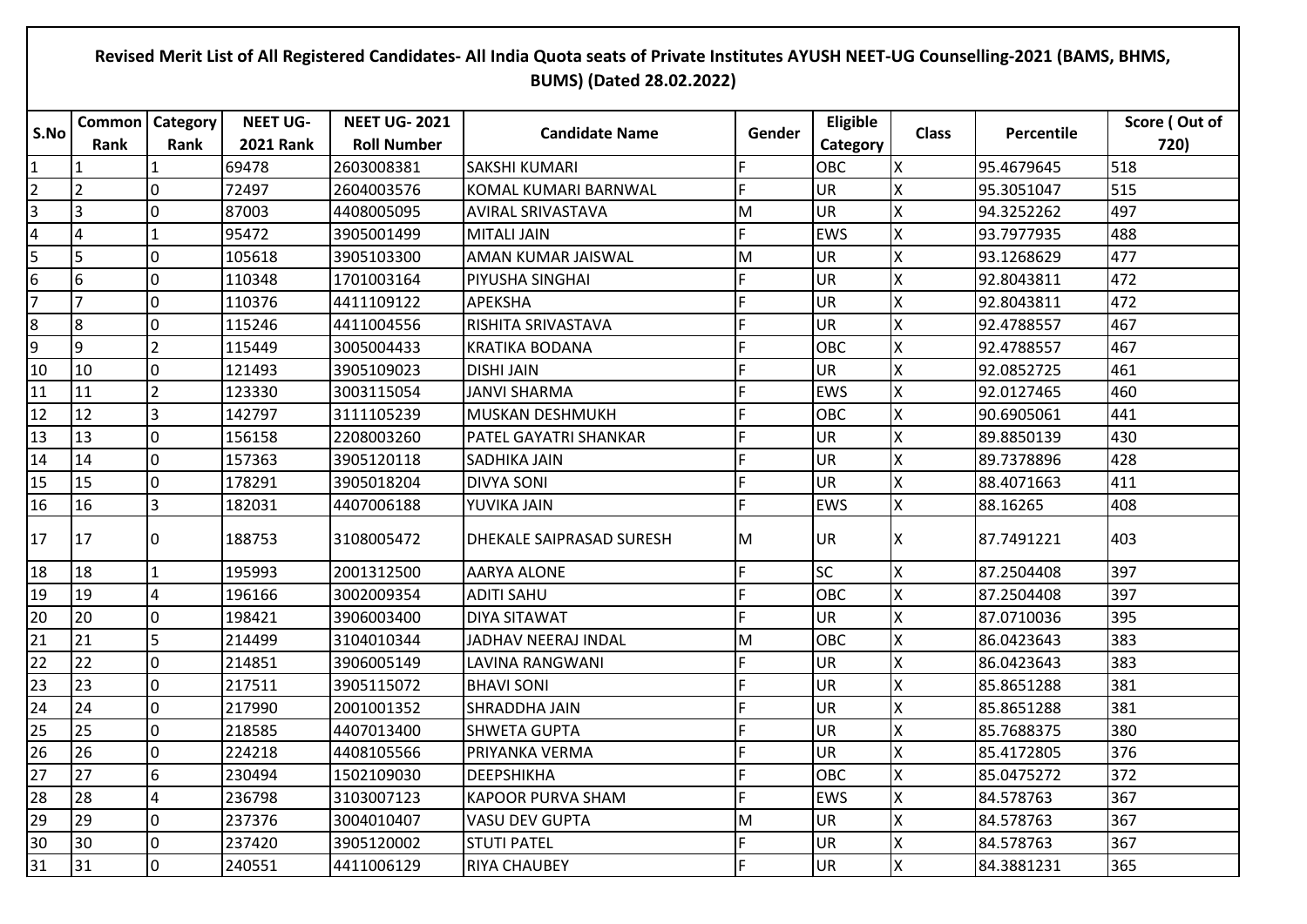# Revised Merit List of All Registered Candidates- All India Quota seats of Private Institutes AYUSH NEET-UG Counselling-2021 (BAMS, BHMS, BUMS) (Dated 28.02.2022)

| S.No | Common Rank | Category Rank | NEET UG-2021 Rank | NEET UG- 2021 Roll Number | Candidate Name | Gender | Eligible Category | Class | Percentile | Score ( Out of 720) |
|---|---|---|---|---|---|---|---|---|---|---|
| 1 | 1 | 1 | 69478 | 2603008381 | SAKSHI KUMARI | F | OBC | X | 95.4679645 | 518 |
| 2 | 2 | 0 | 72497 | 2604003576 | KOMAL KUMARI BARNWAL | F | UR | X | 95.3051047 | 515 |
| 3 | 3 | 0 | 87003 | 4408005095 | AVIRAL SRIVASTAVA | M | UR | X | 94.3252262 | 497 |
| 4 | 4 | 1 | 95472 | 3905001499 | MITALI JAIN | F | EWS | X | 93.7977935 | 488 |
| 5 | 5 | 0 | 105618 | 3905103300 | AMAN KUMAR JAISWAL | M | UR | X | 93.1268629 | 477 |
| 6 | 6 | 0 | 110348 | 1701003164 | PIYUSHA SINGHAI | F | UR | X | 92.8043811 | 472 |
| 7 | 7 | 0 | 110376 | 4411109122 | APEKSHA | F | UR | X | 92.8043811 | 472 |
| 8 | 8 | 0 | 115246 | 4411004556 | RISHITA SRIVASTAVA | F | UR | X | 92.4788557 | 467 |
| 9 | 9 | 2 | 115449 | 3005004433 | KRATIKA BODANA | F | OBC | X | 92.4788557 | 467 |
| 10 | 10 | 0 | 121493 | 3905109023 | DISHI JAIN | F | UR | X | 92.0852725 | 461 |
| 11 | 11 | 2 | 123330 | 3003115054 | JANVI SHARMA | F | EWS | X | 92.0127465 | 460 |
| 12 | 12 | 3 | 142797 | 3111105239 | MUSKAN DESHMUKH | F | OBC | X | 90.6905061 | 441 |
| 13 | 13 | 0 | 156158 | 2208003260 | PATEL GAYATRI SHANKAR | F | UR | X | 89.8850139 | 430 |
| 14 | 14 | 0 | 157363 | 3905120118 | SADHIKA JAIN | F | UR | X | 89.7378896 | 428 |
| 15 | 15 | 0 | 178291 | 3905018204 | DIVYA SONI | F | UR | X | 88.4071663 | 411 |
| 16 | 16 | 3 | 182031 | 4407006188 | YUVIKA JAIN | F | EWS | X | 88.16265 | 408 |
| 17 | 17 | 0 | 188753 | 3108005472 | DHEKALE SAIPRASAD SURESH | M | UR | X | 87.7491221 | 403 |
| 18 | 18 | 1 | 195993 | 2001312500 | AARYA ALONE | F | SC | X | 87.2504408 | 397 |
| 19 | 19 | 4 | 196166 | 3002009354 | ADITI SAHU | F | OBC | X | 87.2504408 | 397 |
| 20 | 20 | 0 | 198421 | 3906003400 | DIYA SITAWAT | F | UR | X | 87.0710036 | 395 |
| 21 | 21 | 5 | 214499 | 3104010344 | JADHAV NEERAJ INDAL | M | OBC | X | 86.0423643 | 383 |
| 22 | 22 | 0 | 214851 | 3906005149 | LAVINA RANGWANI | F | UR | X | 86.0423643 | 383 |
| 23 | 23 | 0 | 217511 | 3905115072 | BHAVI SONI | F | UR | X | 85.8651288 | 381 |
| 24 | 24 | 0 | 217990 | 2001001352 | SHRADDHA JAIN | F | UR | X | 85.8651288 | 381 |
| 25 | 25 | 0 | 218585 | 4407013400 | SHWETA GUPTA | F | UR | X | 85.7688375 | 380 |
| 26 | 26 | 0 | 224218 | 4408105566 | PRIYANKA VERMA | F | UR | X | 85.4172805 | 376 |
| 27 | 27 | 6 | 230494 | 1502109030 | DEEPSHIKHA | F | OBC | X | 85.0475272 | 372 |
| 28 | 28 | 4 | 236798 | 3103007123 | KAPOOR PURVA SHAM | F | EWS | X | 84.578763 | 367 |
| 29 | 29 | 0 | 237376 | 3004010407 | VASU DEV GUPTA | M | UR | X | 84.578763 | 367 |
| 30 | 30 | 0 | 237420 | 3905120002 | STUTI PATEL | F | UR | X | 84.578763 | 367 |
| 31 | 31 | 0 | 240551 | 4411006129 | RIYA CHAUBEY | F | UR | X | 84.3881231 | 365 |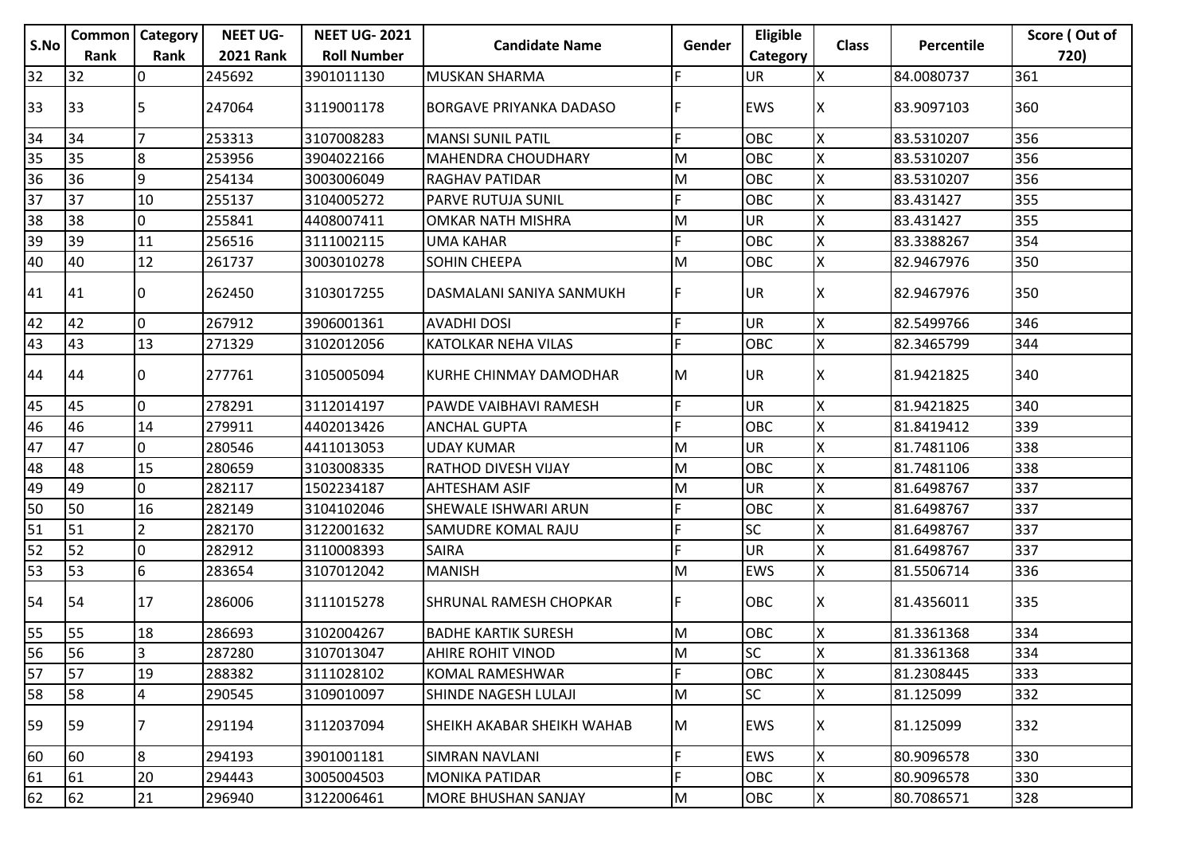| S.No | Common Rank | Category Rank | NEET UG-2021 Rank | NEET UG- 2021 Roll Number | Candidate Name | Gender | Eligible Category | Class | Percentile | Score ( Out of 720) |
|---|---|---|---|---|---|---|---|---|---|---|
| 32 | 32 | 0 | 245692 | 3901011130 | MUSKAN SHARMA | F | UR | X | 84.0080737 | 361 |
| 33 | 33 | 5 | 247064 | 3119001178 | BORGAVE PRIYANKA DADASO | F | EWS | X | 83.9097103 | 360 |
| 34 | 34 | 7 | 253313 | 3107008283 | MANSI SUNIL PATIL | F | OBC | X | 83.5310207 | 356 |
| 35 | 35 | 8 | 253956 | 3904022166 | MAHENDRA CHOUDHARY | M | OBC | X | 83.5310207 | 356 |
| 36 | 36 | 9 | 254134 | 3003006049 | RAGHAV PATIDAR | M | OBC | X | 83.5310207 | 356 |
| 37 | 37 | 10 | 255137 | 3104005272 | PARVE RUTUJA SUNIL | F | OBC | X | 83.431427 | 355 |
| 38 | 38 | 0 | 255841 | 4408007411 | OMKAR NATH MISHRA | M | UR | X | 83.431427 | 355 |
| 39 | 39 | 11 | 256516 | 3111002115 | UMA KAHAR | F | OBC | X | 83.3388267 | 354 |
| 40 | 40 | 12 | 261737 | 3003010278 | SOHIN CHEEPA | M | OBC | X | 82.9467976 | 350 |
| 41 | 41 | 0 | 262450 | 3103017255 | DASMALANI SANIYA SANMUKH | F | UR | X | 82.9467976 | 350 |
| 42 | 42 | 0 | 267912 | 3906001361 | AVADHI DOSI | F | UR | X | 82.5499766 | 346 |
| 43 | 43 | 13 | 271329 | 3102012056 | KATOLKAR NEHA VILAS | F | OBC | X | 82.3465799 | 344 |
| 44 | 44 | 0 | 277761 | 3105005094 | KURHE CHINMAY DAMODHAR | M | UR | X | 81.9421825 | 340 |
| 45 | 45 | 0 | 278291 | 3112014197 | PAWDE VAIBHAVI RAMESH | F | UR | X | 81.9421825 | 340 |
| 46 | 46 | 14 | 279911 | 4402013426 | ANCHAL GUPTA | F | OBC | X | 81.8419412 | 339 |
| 47 | 47 | 0 | 280546 | 4411013053 | UDAY KUMAR | M | UR | X | 81.7481106 | 338 |
| 48 | 48 | 15 | 280659 | 3103008335 | RATHOD DIVESH VIJAY | M | OBC | X | 81.7481106 | 338 |
| 49 | 49 | 0 | 282117 | 1502234187 | AHTESHAM ASIF | M | UR | X | 81.6498767 | 337 |
| 50 | 50 | 16 | 282149 | 3104102046 | SHEWALE ISHWARI ARUN | F | OBC | X | 81.6498767 | 337 |
| 51 | 51 | 2 | 282170 | 3122001632 | SAMUDRE KOMAL RAJU | F | SC | X | 81.6498767 | 337 |
| 52 | 52 | 0 | 282912 | 3110008393 | SAIRA | F | UR | X | 81.6498767 | 337 |
| 53 | 53 | 6 | 283654 | 3107012042 | MANISH | M | EWS | X | 81.5506714 | 336 |
| 54 | 54 | 17 | 286006 | 3111015278 | SHRUNAL RAMESH CHOPKAR | F | OBC | X | 81.4356011 | 335 |
| 55 | 55 | 18 | 286693 | 3102004267 | BADHE KARTIK SURESH | M | OBC | X | 81.3361368 | 334 |
| 56 | 56 | 3 | 287280 | 3107013047 | AHIRE ROHIT VINOD | M | SC | X | 81.3361368 | 334 |
| 57 | 57 | 19 | 288382 | 3111028102 | KOMAL RAMESHWAR | F | OBC | X | 81.2308445 | 333 |
| 58 | 58 | 4 | 290545 | 3109010097 | SHINDE NAGESH LULAJI | M | SC | X | 81.125099 | 332 |
| 59 | 59 | 7 | 291194 | 3112037094 | SHEIKH AKABAR SHEIKH WAHAB | M | EWS | X | 81.125099 | 332 |
| 60 | 60 | 8 | 294193 | 3901001181 | SIMRAN NAVLANI | F | EWS | X | 80.9096578 | 330 |
| 61 | 61 | 20 | 294443 | 3005004503 | MONIKA PATIDAR | F | OBC | X | 80.9096578 | 330 |
| 62 | 62 | 21 | 296940 | 3122006461 | MORE BHUSHAN SANJAY | M | OBC | X | 80.7086571 | 328 |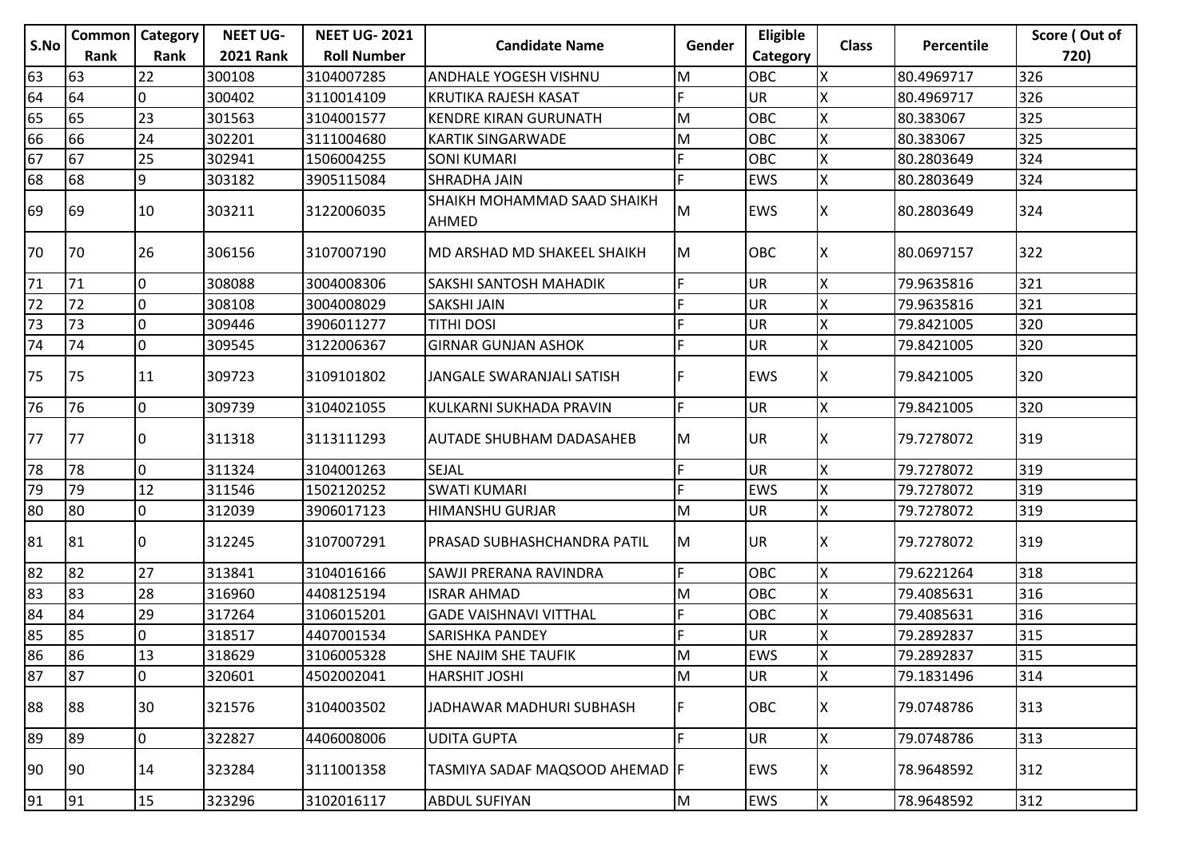| S.No | Common Rank | Category Rank | NEET UG-2021 Rank | NEET UG- 2021 Roll Number | Candidate Name | Gender | Eligible Category | Class | Percentile | Score ( Out of 720) |
|---|---|---|---|---|---|---|---|---|---|---|
| 63 | 63 | 22 | 300108 | 3104007285 | ANDHALE YOGESH VISHNU | M | OBC | X | 80.4969717 | 326 |
| 64 | 64 | 0 | 300402 | 3110014109 | KRUTIKA RAJESH KASAT | F | UR | X | 80.4969717 | 326 |
| 65 | 65 | 23 | 301563 | 3104001577 | KENDRE KIRAN GURUNATH | M | OBC | X | 80.383067 | 325 |
| 66 | 66 | 24 | 302201 | 3111004680 | KARTIK SINGARWADE | M | OBC | X | 80.383067 | 325 |
| 67 | 67 | 25 | 302941 | 1506004255 | SONI KUMARI | F | OBC | X | 80.2803649 | 324 |
| 68 | 68 | 9 | 303182 | 3905115084 | SHRADHA JAIN | F | EWS | X | 80.2803649 | 324 |
| 69 | 69 | 10 | 303211 | 3122006035 | SHAIKH MOHAMMAD SAAD SHAIKH AHMED | M | EWS | X | 80.2803649 | 324 |
| 70 | 70 | 26 | 306156 | 3107007190 | MD ARSHAD MD SHAKEEL SHAIKH | M | OBC | X | 80.0697157 | 322 |
| 71 | 71 | 0 | 308088 | 3004008306 | SAKSHI SANTOSH MAHADIK | F | UR | X | 79.9635816 | 321 |
| 72 | 72 | 0 | 308108 | 3004008029 | SAKSHI JAIN | F | UR | X | 79.9635816 | 321 |
| 73 | 73 | 0 | 309446 | 3906011277 | TITHI DOSI | F | UR | X | 79.8421005 | 320 |
| 74 | 74 | 0 | 309545 | 3122006367 | GIRNAR GUNJAN ASHOK | F | UR | X | 79.8421005 | 320 |
| 75 | 75 | 11 | 309723 | 3109101802 | JANGALE SWARANJALI SATISH | F | EWS | X | 79.8421005 | 320 |
| 76 | 76 | 0 | 309739 | 3104021055 | KULKARNI SUKHADA PRAVIN | F | UR | X | 79.8421005 | 320 |
| 77 | 77 | 0 | 311318 | 3113111293 | AUTADE SHUBHAM DADASAHEB | M | UR | X | 79.7278072 | 319 |
| 78 | 78 | 0 | 311324 | 3104001263 | SEJAL | F | UR | X | 79.7278072 | 319 |
| 79 | 79 | 12 | 311546 | 1502120252 | SWATI KUMARI | F | EWS | X | 79.7278072 | 319 |
| 80 | 80 | 0 | 312039 | 3906017123 | HIMANSHU GURJAR | M | UR | X | 79.7278072 | 319 |
| 81 | 81 | 0 | 312245 | 3107007291 | PRASAD SUBHASHCHANDRA PATIL | M | UR | X | 79.7278072 | 319 |
| 82 | 82 | 27 | 313841 | 3104016166 | SAWJI PRERANA RAVINDRA | F | OBC | X | 79.6221264 | 318 |
| 83 | 83 | 28 | 316960 | 4408125194 | ISRAR AHMAD | M | OBC | X | 79.4085631 | 316 |
| 84 | 84 | 29 | 317264 | 3106015201 | GADE VAISHNAVI VITTHAL | F | OBC | X | 79.4085631 | 316 |
| 85 | 85 | 0 | 318517 | 4407001534 | SARISHKA PANDEY | F | UR | X | 79.2892837 | 315 |
| 86 | 86 | 13 | 318629 | 3106005328 | SHE NAJIM SHE TAUFIK | M | EWS | X | 79.2892837 | 315 |
| 87 | 87 | 0 | 320601 | 4502002041 | HARSHIT JOSHI | M | UR | X | 79.1831496 | 314 |
| 88 | 88 | 30 | 321576 | 3104003502 | JADHAWAR MADHURI SUBHASH | F | OBC | X | 79.0748786 | 313 |
| 89 | 89 | 0 | 322827 | 4406008006 | UDITA GUPTA | F | UR | X | 79.0748786 | 313 |
| 90 | 90 | 14 | 323284 | 3111001358 | TASMIYA SADAF MAQSOOD AHEMAD | F | EWS | X | 78.9648592 | 312 |
| 91 | 91 | 15 | 323296 | 3102016117 | ABDUL SUFIYAN | M | EWS | X | 78.9648592 | 312 |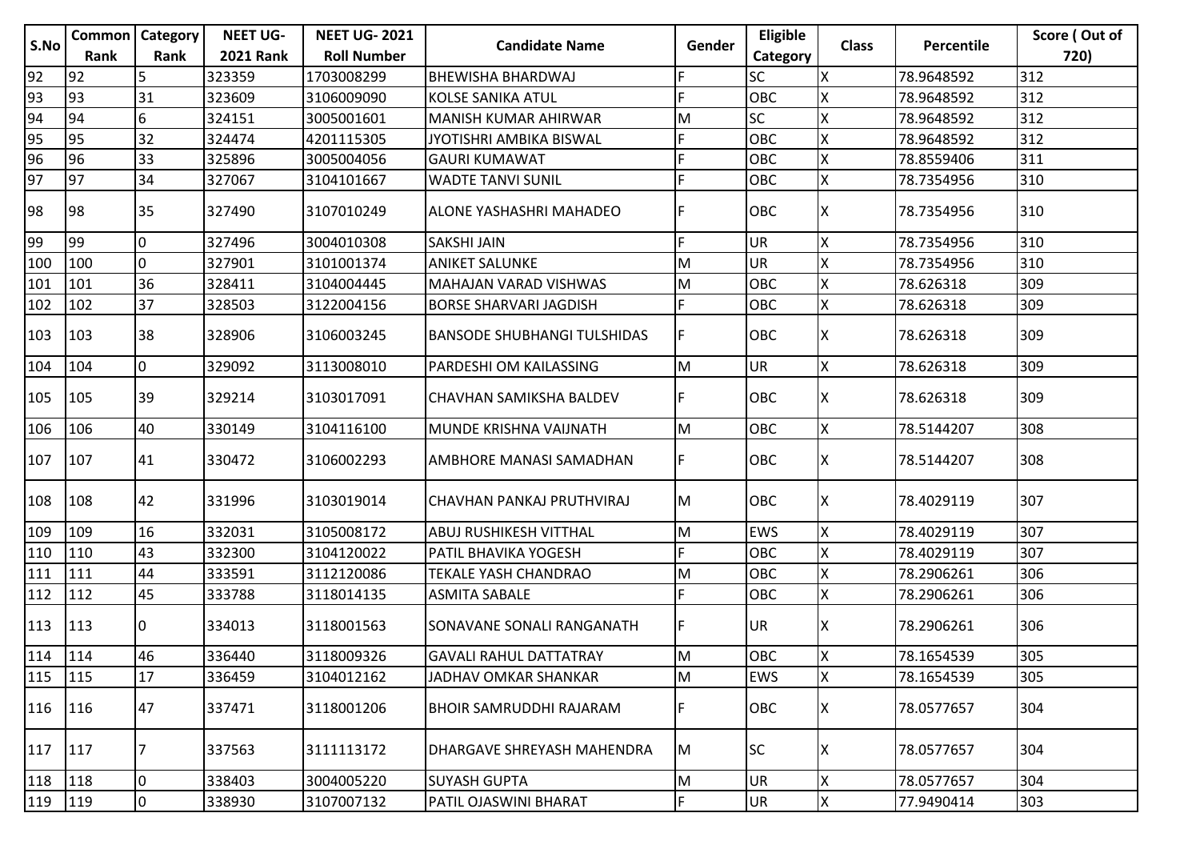| S.No | Common Rank | Category Rank | NEET UG-2021 Rank | NEET UG- 2021 Roll Number | Candidate Name | Gender | Eligible Category | Class | Percentile | Score ( Out of 720) |
|---|---|---|---|---|---|---|---|---|---|---|
| 92 | 92 | 5 | 323359 | 1703008299 | BHEWISHA BHARDWAJ | F | SC | X | 78.9648592 | 312 |
| 93 | 93 | 31 | 323609 | 3106009090 | KOLSE SANIKA ATUL | F | OBC | X | 78.9648592 | 312 |
| 94 | 94 | 6 | 324151 | 3005001601 | MANISH KUMAR AHIRWAR | M | SC | X | 78.9648592 | 312 |
| 95 | 95 | 32 | 324474 | 4201115305 | JYOTISHRI AMBIKA BISWAL | F | OBC | X | 78.9648592 | 312 |
| 96 | 96 | 33 | 325896 | 3005004056 | GAURI KUMAWAT | F | OBC | X | 78.8559406 | 311 |
| 97 | 97 | 34 | 327067 | 3104101667 | WADTE TANVI SUNIL | F | OBC | X | 78.7354956 | 310 |
| 98 | 98 | 35 | 327490 | 3107010249 | ALONE YASHASHRI MAHADEO | F | OBC | X | 78.7354956 | 310 |
| 99 | 99 | 0 | 327496 | 3004010308 | SAKSHI JAIN | F | UR | X | 78.7354956 | 310 |
| 100 | 100 | 0 | 327901 | 3101001374 | ANIKET SALUNKE | M | UR | X | 78.7354956 | 310 |
| 101 | 101 | 36 | 328411 | 3104004445 | MAHAJAN VARAD VISHWAS | M | OBC | X | 78.626318 | 309 |
| 102 | 102 | 37 | 328503 | 3122004156 | BORSE SHARVARI JAGDISH | F | OBC | X | 78.626318 | 309 |
| 103 | 103 | 38 | 328906 | 3106003245 | BANSODE SHUBHANGI TULSHIDAS | F | OBC | X | 78.626318 | 309 |
| 104 | 104 | 0 | 329092 | 3113008010 | PARDESHI OM KAILASSING | M | UR | X | 78.626318 | 309 |
| 105 | 105 | 39 | 329214 | 3103017091 | CHAVHAN SAMIKSHA BALDEV | F | OBC | X | 78.626318 | 309 |
| 106 | 106 | 40 | 330149 | 3104116100 | MUNDE KRISHNA VAIJNATH | M | OBC | X | 78.5144207 | 308 |
| 107 | 107 | 41 | 330472 | 3106002293 | AMBHORE MANASI SAMADHAN | F | OBC | X | 78.5144207 | 308 |
| 108 | 108 | 42 | 331996 | 3103019014 | CHAVHAN PANKAJ PRUTHVIRAJ | M | OBC | X | 78.4029119 | 307 |
| 109 | 109 | 16 | 332031 | 3105008172 | ABUJ RUSHIKESH VITTHAL | M | EWS | X | 78.4029119 | 307 |
| 110 | 110 | 43 | 332300 | 3104120022 | PATIL BHAVIKA YOGESH | F | OBC | X | 78.4029119 | 307 |
| 111 | 111 | 44 | 333591 | 3112120086 | TEKALE YASH CHANDRAO | M | OBC | X | 78.2906261 | 306 |
| 112 | 112 | 45 | 333788 | 3118014135 | ASMITA SABALE | F | OBC | X | 78.2906261 | 306 |
| 113 | 113 | 0 | 334013 | 3118001563 | SONAVANE SONALI RANGANATH | F | UR | X | 78.2906261 | 306 |
| 114 | 114 | 46 | 336440 | 3118009326 | GAVALI RAHUL DATTATRAY | M | OBC | X | 78.1654539 | 305 |
| 115 | 115 | 17 | 336459 | 3104012162 | JADHAV OMKAR SHANKAR | M | EWS | X | 78.1654539 | 305 |
| 116 | 116 | 47 | 337471 | 3118001206 | BHOIR SAMRUDDHI RAJARAM | F | OBC | X | 78.0577657 | 304 |
| 117 | 117 | 7 | 337563 | 3111113172 | DHARGAVE SHREYASH MAHENDRA | M | SC | X | 78.0577657 | 304 |
| 118 | 118 | 0 | 338403 | 3004005220 | SUYASH GUPTA | M | UR | X | 78.0577657 | 304 |
| 119 | 119 | 0 | 338930 | 3107007132 | PATIL OJASWINI BHARAT | F | UR | X | 77.9490414 | 303 |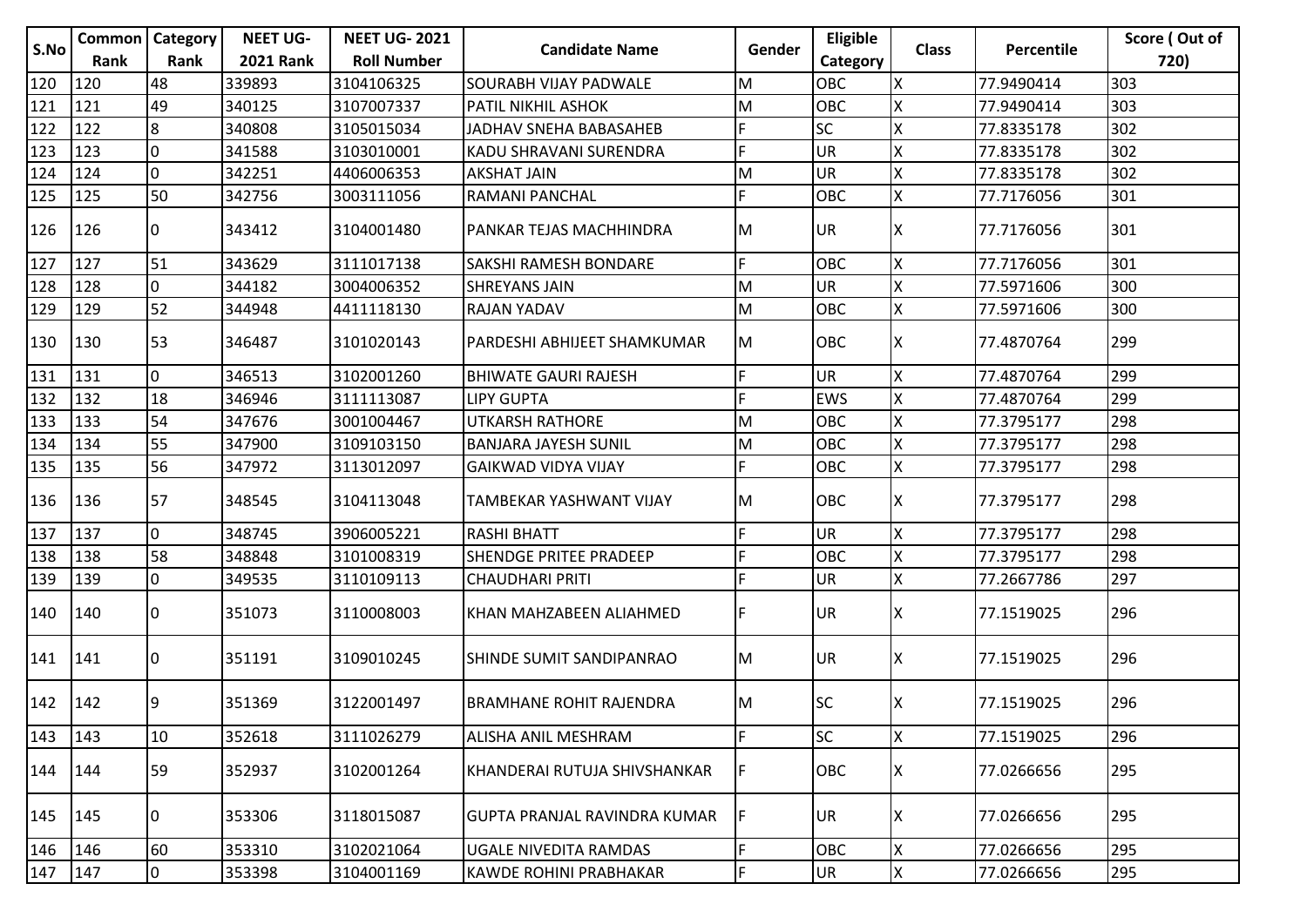| S.No | Common Rank | Category Rank | NEET UG-2021 Rank | NEET UG- 2021 Roll Number | Candidate Name | Gender | Eligible Category | Class | Percentile | Score ( Out of 720) |
|---|---|---|---|---|---|---|---|---|---|---|
| 120 | 120 | 48 | 339893 | 3104106325 | SOURABH VIJAY PADWALE | M | OBC | X | 77.9490414 | 303 |
| 121 | 121 | 49 | 340125 | 3107007337 | PATIL NIKHIL ASHOK | M | OBC | X | 77.9490414 | 303 |
| 122 | 122 | 8 | 340808 | 3105015034 | JADHAV SNEHA BABASAHEB | F | SC | X | 77.8335178 | 302 |
| 123 | 123 | 0 | 341588 | 3103010001 | KADU SHRAVANI SURENDRA | F | UR | X | 77.8335178 | 302 |
| 124 | 124 | 0 | 342251 | 4406006353 | AKSHAT JAIN | M | UR | X | 77.8335178 | 302 |
| 125 | 125 | 50 | 342756 | 3003111056 | RAMANI PANCHAL | F | OBC | X | 77.7176056 | 301 |
| 126 | 126 | 0 | 343412 | 3104001480 | PANKAR TEJAS MACHHINDRA | M | UR | X | 77.7176056 | 301 |
| 127 | 127 | 51 | 343629 | 3111017138 | SAKSHI RAMESH BONDARE | F | OBC | X | 77.7176056 | 301 |
| 128 | 128 | 0 | 344182 | 3004006352 | SHREYANS JAIN | M | UR | X | 77.5971606 | 300 |
| 129 | 129 | 52 | 344948 | 4411118130 | RAJAN YADAV | M | OBC | X | 77.5971606 | 300 |
| 130 | 130 | 53 | 346487 | 3101020143 | PARDESHI ABHIJEET SHAMKUMAR | M | OBC | X | 77.4870764 | 299 |
| 131 | 131 | 0 | 346513 | 3102001260 | BHIWATE GAURI RAJESH | F | UR | X | 77.4870764 | 299 |
| 132 | 132 | 18 | 346946 | 3111113087 | LIPY GUPTA | F | EWS | X | 77.4870764 | 299 |
| 133 | 133 | 54 | 347676 | 3001004467 | UTKARSH RATHORE | M | OBC | X | 77.3795177 | 298 |
| 134 | 134 | 55 | 347900 | 3109103150 | BANJARA JAYESH SUNIL | M | OBC | X | 77.3795177 | 298 |
| 135 | 135 | 56 | 347972 | 3113012097 | GAIKWAD VIDYA VIJAY | F | OBC | X | 77.3795177 | 298 |
| 136 | 136 | 57 | 348545 | 3104113048 | TAMBEKAR YASHWANT VIJAY | M | OBC | X | 77.3795177 | 298 |
| 137 | 137 | 0 | 348745 | 3906005221 | RASHI BHATT | F | UR | X | 77.3795177 | 298 |
| 138 | 138 | 58 | 348848 | 3101008319 | SHENDGE PRITEE PRADEEP | F | OBC | X | 77.3795177 | 298 |
| 139 | 139 | 0 | 349535 | 3110109113 | CHAUDHARI PRITI | F | UR | X | 77.2667786 | 297 |
| 140 | 140 | 0 | 351073 | 3110008003 | KHAN MAHZABEEN ALIAHMED | F | UR | X | 77.1519025 | 296 |
| 141 | 141 | 0 | 351191 | 3109010245 | SHINDE SUMIT SANDIPANRAO | M | UR | X | 77.1519025 | 296 |
| 142 | 142 | 9 | 351369 | 3122001497 | BRAMHANE ROHIT RAJENDRA | M | SC | X | 77.1519025 | 296 |
| 143 | 143 | 10 | 352618 | 3111026279 | ALISHA ANIL MESHRAM | F | SC | X | 77.1519025 | 296 |
| 144 | 144 | 59 | 352937 | 3102001264 | KHANDERAI RUTUJA SHIVSHANKAR | F | OBC | X | 77.0266656 | 295 |
| 145 | 145 | 0 | 353306 | 3118015087 | GUPTA PRANJAL RAVINDRA KUMAR | F | UR | X | 77.0266656 | 295 |
| 146 | 146 | 60 | 353310 | 3102021064 | UGALE NIVEDITA RAMDAS | F | OBC | X | 77.0266656 | 295 |
| 147 | 147 | 0 | 353398 | 3104001169 | KAWDE ROHINI PRABHAKAR | F | UR | X | 77.0266656 | 295 |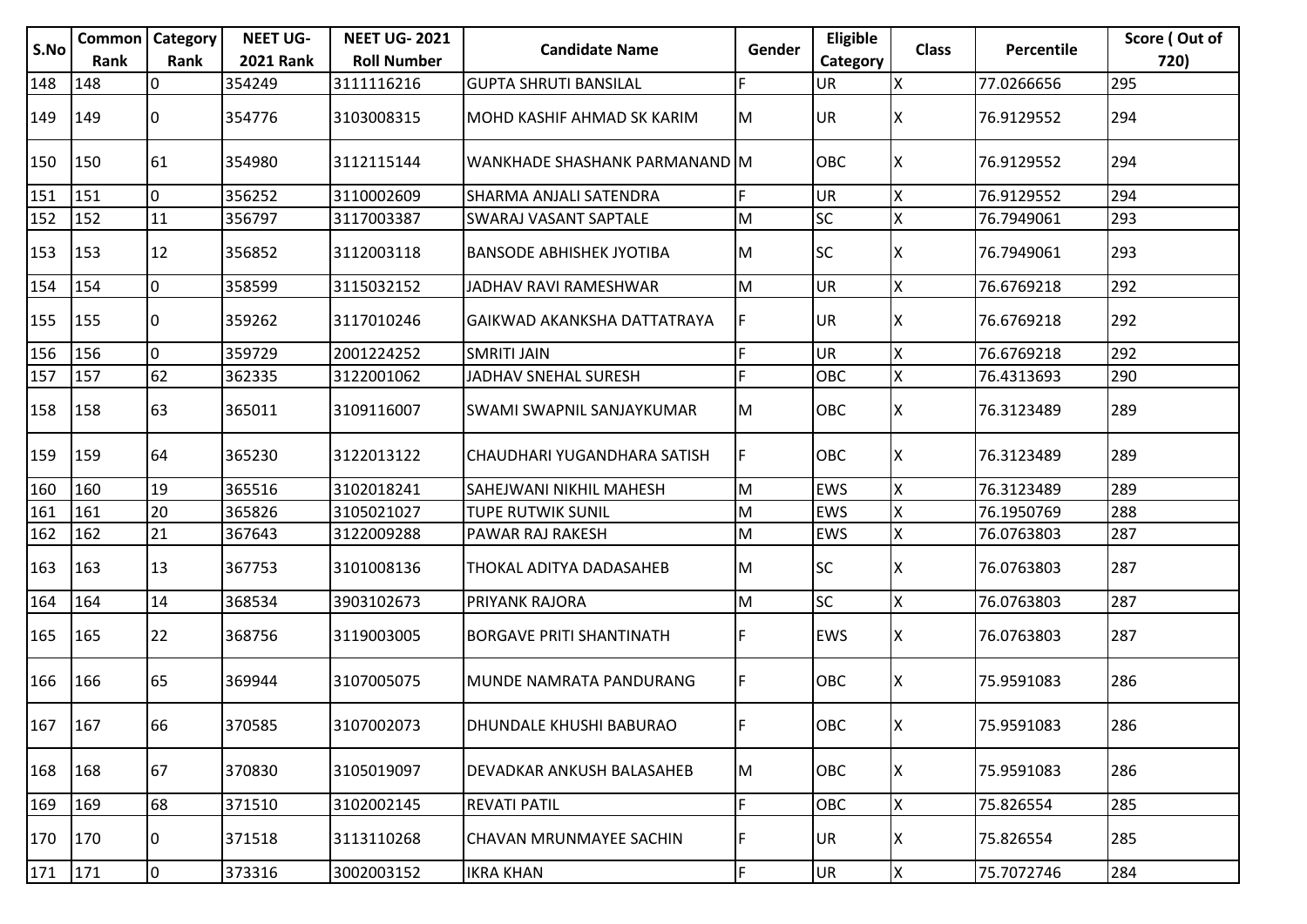| S.No | Common Rank | Category Rank | NEET UG-2021 Rank | NEET UG- 2021 Roll Number | Candidate Name | Gender | Eligible Category | Class | Percentile | Score ( Out of 720) |
|---|---|---|---|---|---|---|---|---|---|---|
| 148 | 148 | 0 | 354249 | 3111116216 | GUPTA SHRUTI BANSILAL | F | UR | X | 77.0266656 | 295 |
| 149 | 149 | 0 | 354776 | 3103008315 | MOHD KASHIF AHMAD SK KARIM | M | UR | X | 76.9129552 | 294 |
| 150 | 150 | 61 | 354980 | 3112115144 | WANKHADE SHASHANK PARMANAND | M | OBC | X | 76.9129552 | 294 |
| 151 | 151 | 0 | 356252 | 3110002609 | SHARMA ANJALI SATENDRA | F | UR | X | 76.9129552 | 294 |
| 152 | 152 | 11 | 356797 | 3117003387 | SWARAJ VASANT SAPTALE | M | SC | X | 76.7949061 | 293 |
| 153 | 153 | 12 | 356852 | 3112003118 | BANSODE ABHISHEK JYOTIBA | M | SC | X | 76.7949061 | 293 |
| 154 | 154 | 0 | 358599 | 3115032152 | JADHAV RAVI RAMESHWAR | M | UR | X | 76.6769218 | 292 |
| 155 | 155 | 0 | 359262 | 3117010246 | GAIKWAD AKANKSHA DATTATRAYA | F | UR | X | 76.6769218 | 292 |
| 156 | 156 | 0 | 359729 | 2001224252 | SMRITI JAIN | F | UR | X | 76.6769218 | 292 |
| 157 | 157 | 62 | 362335 | 3122001062 | JADHAV SNEHAL SURESH | F | OBC | X | 76.4313693 | 290 |
| 158 | 158 | 63 | 365011 | 3109116007 | SWAMI SWAPNIL SANJAYKUMAR | M | OBC | X | 76.3123489 | 289 |
| 159 | 159 | 64 | 365230 | 3122013122 | CHAUDHARI YUGANDHARA SATISH | F | OBC | X | 76.3123489 | 289 |
| 160 | 160 | 19 | 365516 | 3102018241 | SAHEJWANI NIKHIL MAHESH | M | EWS | X | 76.3123489 | 289 |
| 161 | 161 | 20 | 365826 | 3105021027 | TUPE RUTWIK SUNIL | M | EWS | X | 76.1950769 | 288 |
| 162 | 162 | 21 | 367643 | 3122009288 | PAWAR RAJ RAKESH | M | EWS | X | 76.0763803 | 287 |
| 163 | 163 | 13 | 367753 | 3101008136 | THOKAL ADITYA DADASAHEB | M | SC | X | 76.0763803 | 287 |
| 164 | 164 | 14 | 368534 | 3903102673 | PRIYANK RAJORA | M | SC | X | 76.0763803 | 287 |
| 165 | 165 | 22 | 368756 | 3119003005 | BORGAVE PRITI SHANTINATH | F | EWS | X | 76.0763803 | 287 |
| 166 | 166 | 65 | 369944 | 3107005075 | MUNDE NAMRATA PANDURANG | F | OBC | X | 75.9591083 | 286 |
| 167 | 167 | 66 | 370585 | 3107002073 | DHUNDALE KHUSHI BABURAO | F | OBC | X | 75.9591083 | 286 |
| 168 | 168 | 67 | 370830 | 3105019097 | DEVADKAR ANKUSH BALASAHEB | M | OBC | X | 75.9591083 | 286 |
| 169 | 169 | 68 | 371510 | 3102002145 | REVATI PATIL | F | OBC | X | 75.826554 | 285 |
| 170 | 170 | 0 | 371518 | 3113110268 | CHAVAN MRUNMAYEE SACHIN | F | UR | X | 75.826554 | 285 |
| 171 | 171 | 0 | 373316 | 3002003152 | IKRA KHAN | F | UR | X | 75.7072746 | 284 |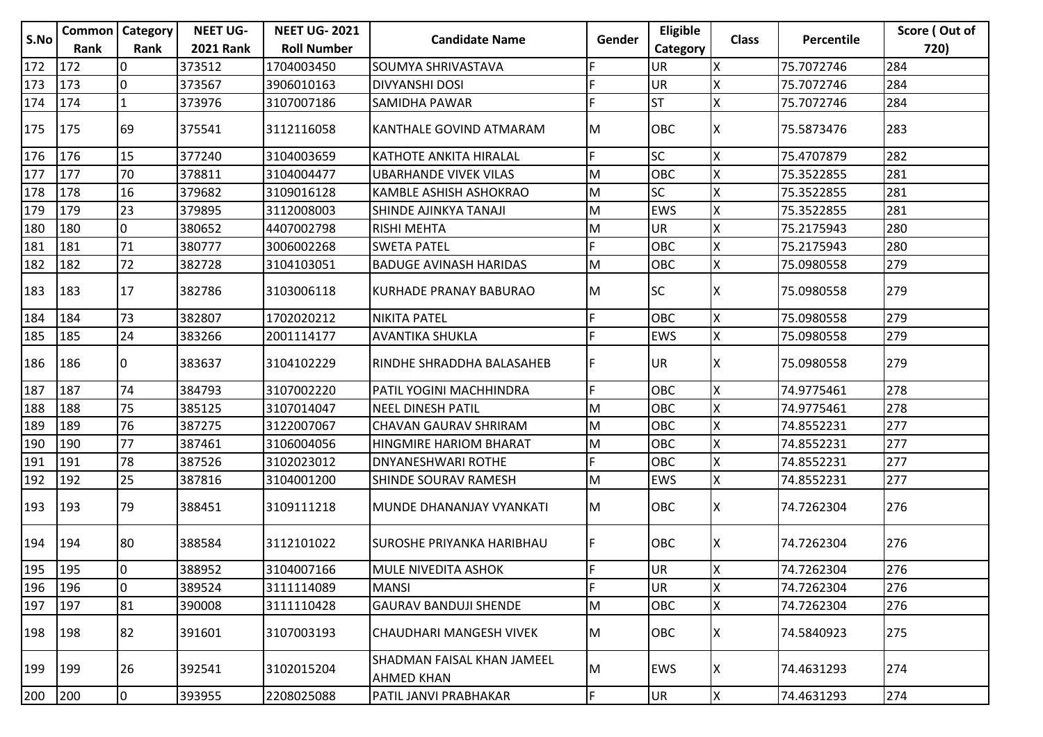| S.No | Common Rank | Category Rank | NEET UG-2021 Rank | NEET UG- 2021 Roll Number | Candidate Name | Gender | Eligible Category | Class | Percentile | Score ( Out of 720) |
|---|---|---|---|---|---|---|---|---|---|---|
| 172 | 172 | 0 | 373512 | 1704003450 | SOUMYA SHRIVASTAVA | F | UR | X | 75.7072746 | 284 |
| 173 | 173 | 0 | 373567 | 3906010163 | DIVYANSHI DOSI | F | UR | X | 75.7072746 | 284 |
| 174 | 174 | 1 | 373976 | 3107007186 | SAMIDHA PAWAR | F | ST | X | 75.7072746 | 284 |
| 175 | 175 | 69 | 375541 | 3112116058 | KANTHALE GOVIND ATMARAM | M | OBC | X | 75.5873476 | 283 |
| 176 | 176 | 15 | 377240 | 3104003659 | KATHOTE ANKITA HIRALAL | F | SC | X | 75.4707879 | 282 |
| 177 | 177 | 70 | 378811 | 3104004477 | UBARHANDE VIVEK VILAS | M | OBC | X | 75.3522855 | 281 |
| 178 | 178 | 16 | 379682 | 3109016128 | KAMBLE ASHISH ASHOKRAO | M | SC | X | 75.3522855 | 281 |
| 179 | 179 | 23 | 379895 | 3112008003 | SHINDE AJINKYA TANAJI | M | EWS | X | 75.3522855 | 281 |
| 180 | 180 | 0 | 380652 | 4407002798 | RISHI MEHTA | M | UR | X | 75.2175943 | 280 |
| 181 | 181 | 71 | 380777 | 3006002268 | SWETA PATEL | F | OBC | X | 75.2175943 | 280 |
| 182 | 182 | 72 | 382728 | 3104103051 | BADUGE AVINASH HARIDAS | M | OBC | X | 75.0980558 | 279 |
| 183 | 183 | 17 | 382786 | 3103006118 | KURHADE PRANAY BABURAO | M | SC | X | 75.0980558 | 279 |
| 184 | 184 | 73 | 382807 | 1702020212 | NIKITA PATEL | F | OBC | X | 75.0980558 | 279 |
| 185 | 185 | 24 | 383266 | 2001114177 | AVANTIKA SHUKLA | F | EWS | X | 75.0980558 | 279 |
| 186 | 186 | 0 | 383637 | 3104102229 | RINDHE SHRADDHA BALASAHEB | F | UR | X | 75.0980558 | 279 |
| 187 | 187 | 74 | 384793 | 3107002220 | PATIL YOGINI MACHHINDRA | F | OBC | X | 74.9775461 | 278 |
| 188 | 188 | 75 | 385125 | 3107014047 | NEEL DINESH PATIL | M | OBC | X | 74.9775461 | 278 |
| 189 | 189 | 76 | 387275 | 3122007067 | CHAVAN GAURAV SHRIRAM | M | OBC | X | 74.8552231 | 277 |
| 190 | 190 | 77 | 387461 | 3106004056 | HINGMIRE HARIOM BHARAT | M | OBC | X | 74.8552231 | 277 |
| 191 | 191 | 78 | 387526 | 3102023012 | DNYANESHWARI ROTHE | F | OBC | X | 74.8552231 | 277 |
| 192 | 192 | 25 | 387816 | 3104001200 | SHINDE SOURAV RAMESH | M | EWS | X | 74.8552231 | 277 |
| 193 | 193 | 79 | 388451 | 3109111218 | MUNDE DHANANJAY VYANKATI | M | OBC | X | 74.7262304 | 276 |
| 194 | 194 | 80 | 388584 | 3112101022 | SUROSHE PRIYANKA HARIBHAU | F | OBC | X | 74.7262304 | 276 |
| 195 | 195 | 0 | 388952 | 3104007166 | MULE NIVEDITA ASHOK | F | UR | X | 74.7262304 | 276 |
| 196 | 196 | 0 | 389524 | 3111114089 | MANSI | F | UR | X | 74.7262304 | 276 |
| 197 | 197 | 81 | 390008 | 3111110428 | GAURAV BANDUJI SHENDE | M | OBC | X | 74.7262304 | 276 |
| 198 | 198 | 82 | 391601 | 3107003193 | CHAUDHARI MANGESH VIVEK | M | OBC | X | 74.5840923 | 275 |
| 199 | 199 | 26 | 392541 | 3102015204 | SHADMAN FAISAL KHAN JAMEEL AHMED KHAN | M | EWS | X | 74.4631293 | 274 |
| 200 | 200 | 0 | 393955 | 2208025088 | PATIL JANVI PRABHAKAR | F | UR | X | 74.4631293 | 274 |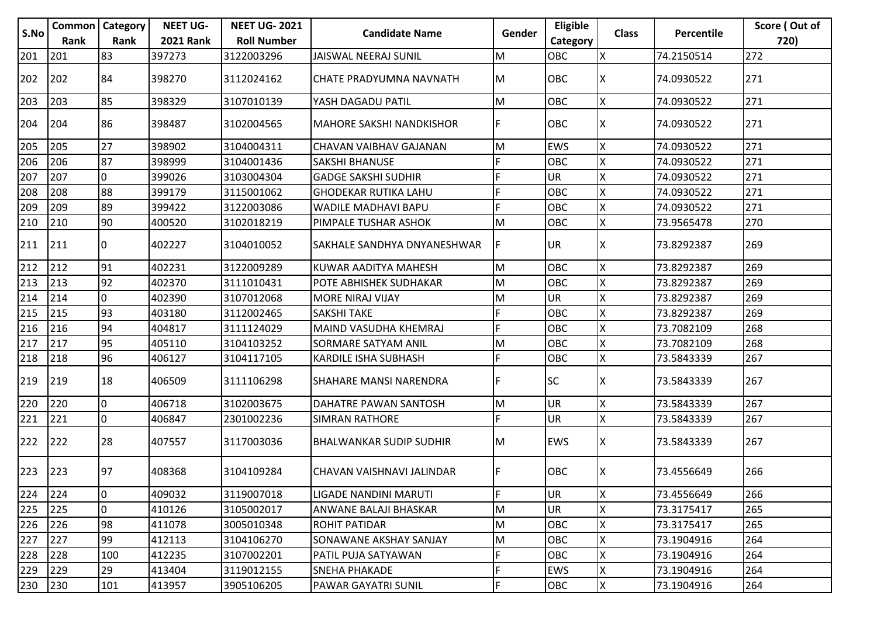| S.No | Common Rank | Category Rank | NEET UG-2021 Rank | NEET UG- 2021 Roll Number | Candidate Name | Gender | Eligible Category | Class | Percentile | Score ( Out of 720) |
|---|---|---|---|---|---|---|---|---|---|---|
| 201 | 201 | 83 | 397273 | 3122003296 | JAISWAL NEERAJ SUNIL | M | OBC | X | 74.2150514 | 272 |
| 202 | 202 | 84 | 398270 | 3112024162 | CHATE PRADYUMNA NAVNATH | M | OBC | X | 74.0930522 | 271 |
| 203 | 203 | 85 | 398329 | 3107010139 | YASH DAGADU PATIL | M | OBC | X | 74.0930522 | 271 |
| 204 | 204 | 86 | 398487 | 3102004565 | MAHORE SAKSHI NANDKISHOR | F | OBC | X | 74.0930522 | 271 |
| 205 | 205 | 27 | 398902 | 3104004311 | CHAVAN VAIBHAV GAJANAN | M | EWS | X | 74.0930522 | 271 |
| 206 | 206 | 87 | 398999 | 3104001436 | SAKSHI BHANUSE | F | OBC | X | 74.0930522 | 271 |
| 207 | 207 | 0 | 399026 | 3103004304 | GADGE SAKSHI SUDHIR | F | UR | X | 74.0930522 | 271 |
| 208 | 208 | 88 | 399179 | 3115001062 | GHODEKAR RUTIKA LAHU | F | OBC | X | 74.0930522 | 271 |
| 209 | 209 | 89 | 399422 | 3122003086 | WADILE MADHAVI BAPU | F | OBC | X | 74.0930522 | 271 |
| 210 | 210 | 90 | 400520 | 3102018219 | PIMPALE TUSHAR ASHOK | M | OBC | X | 73.9565478 | 270 |
| 211 | 211 | 0 | 402227 | 3104010052 | SAKHALE SANDHYA DNYANESHWAR | F | UR | X | 73.8292387 | 269 |
| 212 | 212 | 91 | 402231 | 3122009289 | KUWAR AADITYA MAHESH | M | OBC | X | 73.8292387 | 269 |
| 213 | 213 | 92 | 402370 | 3111010431 | POTE ABHISHEK SUDHAKAR | M | OBC | X | 73.8292387 | 269 |
| 214 | 214 | 0 | 402390 | 3107012068 | MORE NIRAJ VIJAY | M | UR | X | 73.8292387 | 269 |
| 215 | 215 | 93 | 403180 | 3112002465 | SAKSHI TAKE | F | OBC | X | 73.8292387 | 269 |
| 216 | 216 | 94 | 404817 | 3111124029 | MAIND VASUDHA KHEMRAJ | F | OBC | X | 73.7082109 | 268 |
| 217 | 217 | 95 | 405110 | 3104103252 | SORMARE SATYAM ANIL | M | OBC | X | 73.7082109 | 268 |
| 218 | 218 | 96 | 406127 | 3104117105 | KARDILE ISHA SUBHASH | F | OBC | X | 73.5843339 | 267 |
| 219 | 219 | 18 | 406509 | 3111106298 | SHAHARE MANSI NARENDRA | F | SC | X | 73.5843339 | 267 |
| 220 | 220 | 0 | 406718 | 3102003675 | DAHATRE PAWAN SANTOSH | M | UR | X | 73.5843339 | 267 |
| 221 | 221 | 0 | 406847 | 2301002236 | SIMRAN RATHORE | F | UR | X | 73.5843339 | 267 |
| 222 | 222 | 28 | 407557 | 3117003036 | BHALWANKAR SUDIP SUDHIR | M | EWS | X | 73.5843339 | 267 |
| 223 | 223 | 97 | 408368 | 3104109284 | CHAVAN VAISHNAVI JALINDAR | F | OBC | X | 73.4556649 | 266 |
| 224 | 224 | 0 | 409032 | 3119007018 | LIGADE NANDINI MARUTI | F | UR | X | 73.4556649 | 266 |
| 225 | 225 | 0 | 410126 | 3105002017 | ANWANE BALAJI BHASKAR | M | UR | X | 73.3175417 | 265 |
| 226 | 226 | 98 | 411078 | 3005010348 | ROHIT PATIDAR | M | OBC | X | 73.3175417 | 265 |
| 227 | 227 | 99 | 412113 | 3104106270 | SONAWANE AKSHAY SANJAY | M | OBC | X | 73.1904916 | 264 |
| 228 | 228 | 100 | 412235 | 3107002201 | PATIL PUJA SATYAWAN | F | OBC | X | 73.1904916 | 264 |
| 229 | 229 | 29 | 413404 | 3119012155 | SNEHA PHAKADE | F | EWS | X | 73.1904916 | 264 |
| 230 | 230 | 101 | 413957 | 3905106205 | PAWAR GAYATRI SUNIL | F | OBC | X | 73.1904916 | 264 |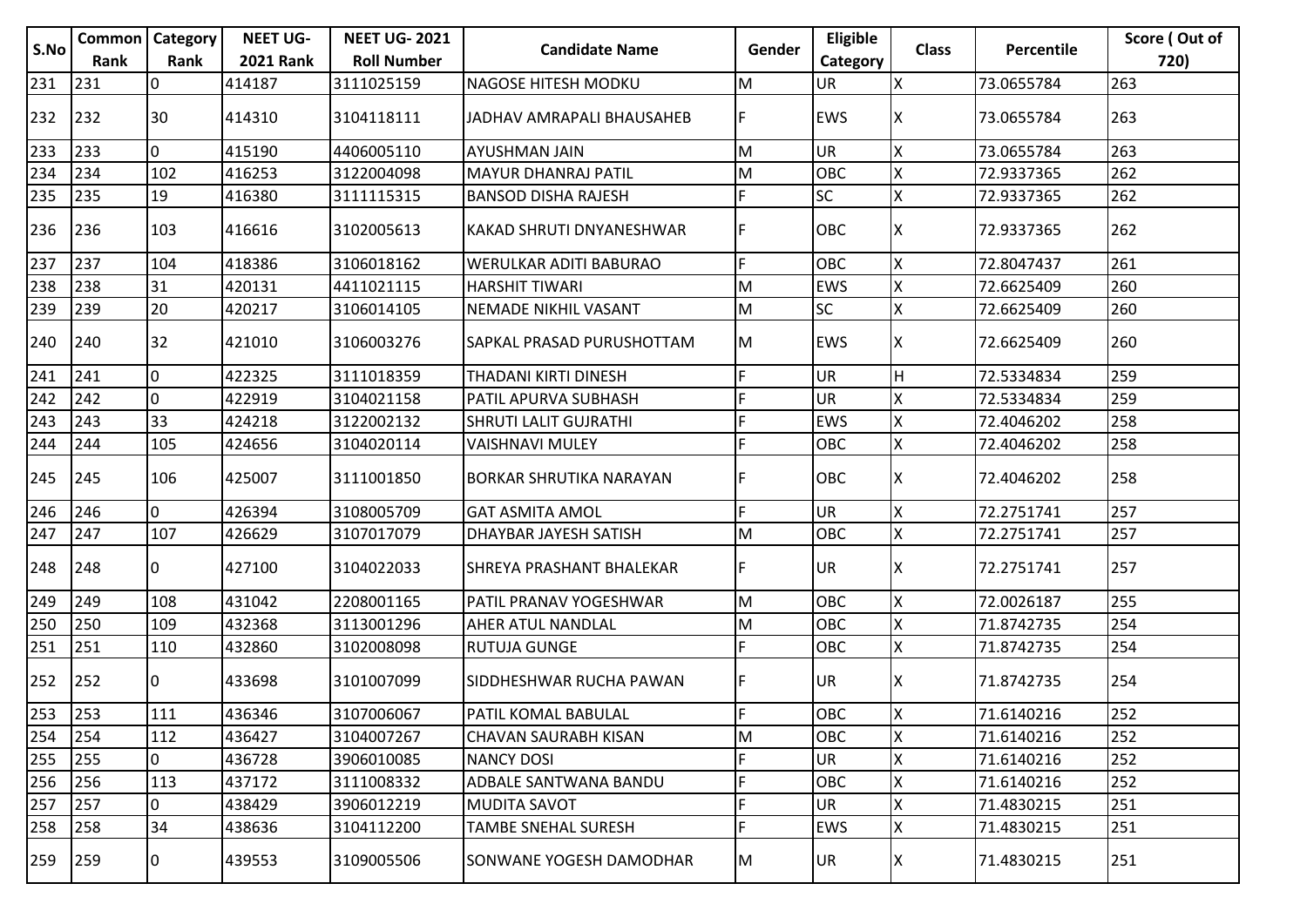| S.No | Common Rank | Category Rank | NEET UG-2021 Rank | NEET UG- 2021 Roll Number | Candidate Name | Gender | Eligible Category | Class | Percentile | Score ( Out of 720) |
|---|---|---|---|---|---|---|---|---|---|---|
| 231 | 231 | 0 | 414187 | 3111025159 | NAGOSE HITESH MODKU | M | UR | X | 73.0655784 | 263 |
| 232 | 232 | 30 | 414310 | 3104118111 | JADHAV AMRAPALI BHAUSAHEB | F | EWS | X | 73.0655784 | 263 |
| 233 | 233 | 0 | 415190 | 4406005110 | AYUSHMAN JAIN | M | UR | X | 73.0655784 | 263 |
| 234 | 234 | 102 | 416253 | 3122004098 | MAYUR DHANRAJ PATIL | M | OBC | X | 72.9337365 | 262 |
| 235 | 235 | 19 | 416380 | 3111115315 | BANSOD DISHA RAJESH | F | SC | X | 72.9337365 | 262 |
| 236 | 236 | 103 | 416616 | 3102005613 | KAKAD SHRUTI DNYANESHWAR | F | OBC | X | 72.9337365 | 262 |
| 237 | 237 | 104 | 418386 | 3106018162 | WERULKAR ADITI BABURAO | F | OBC | X | 72.8047437 | 261 |
| 238 | 238 | 31 | 420131 | 4411021115 | HARSHIT TIWARI | M | EWS | X | 72.6625409 | 260 |
| 239 | 239 | 20 | 420217 | 3106014105 | NEMADE NIKHIL VASANT | M | SC | X | 72.6625409 | 260 |
| 240 | 240 | 32 | 421010 | 3106003276 | SAPKAL PRASAD PURUSHOTTAM | M | EWS | X | 72.6625409 | 260 |
| 241 | 241 | 0 | 422325 | 3111018359 | THADANI KIRTI DINESH | F | UR | H | 72.5334834 | 259 |
| 242 | 242 | 0 | 422919 | 3104021158 | PATIL APURVA SUBHASH | F | UR | X | 72.5334834 | 259 |
| 243 | 243 | 33 | 424218 | 3122002132 | SHRUTI LALIT GUJRATHI | F | EWS | X | 72.4046202 | 258 |
| 244 | 244 | 105 | 424656 | 3104020114 | VAISHNAVI MULEY | F | OBC | X | 72.4046202 | 258 |
| 245 | 245 | 106 | 425007 | 3111001850 | BORKAR SHRUTIKA NARAYAN | F | OBC | X | 72.4046202 | 258 |
| 246 | 246 | 0 | 426394 | 3108005709 | GAT ASMITA AMOL | F | UR | X | 72.2751741 | 257 |
| 247 | 247 | 107 | 426629 | 3107017079 | DHAYBAR JAYESH SATISH | M | OBC | X | 72.2751741 | 257 |
| 248 | 248 | 0 | 427100 | 3104022033 | SHREYA PRASHANT BHALEKAR | F | UR | X | 72.2751741 | 257 |
| 249 | 249 | 108 | 431042 | 2208001165 | PATIL PRANAV YOGESHWAR | M | OBC | X | 72.0026187 | 255 |
| 250 | 250 | 109 | 432368 | 3113001296 | AHER ATUL NANDLAL | M | OBC | X | 71.8742735 | 254 |
| 251 | 251 | 110 | 432860 | 3102008098 | RUTUJA GUNGE | F | OBC | X | 71.8742735 | 254 |
| 252 | 252 | 0 | 433698 | 3101007099 | SIDDHESHWAR RUCHA PAWAN | F | UR | X | 71.8742735 | 254 |
| 253 | 253 | 111 | 436346 | 3107006067 | PATIL KOMAL BABULAL | F | OBC | X | 71.6140216 | 252 |
| 254 | 254 | 112 | 436427 | 3104007267 | CHAVAN SAURABH KISAN | M | OBC | X | 71.6140216 | 252 |
| 255 | 255 | 0 | 436728 | 3906010085 | NANCY DOSI | F | UR | X | 71.6140216 | 252 |
| 256 | 256 | 113 | 437172 | 3111008332 | ADBALE SANTWANA BANDU | F | OBC | X | 71.6140216 | 252 |
| 257 | 257 | 0 | 438429 | 3906012219 | MUDITA SAVOT | F | UR | X | 71.4830215 | 251 |
| 258 | 258 | 34 | 438636 | 3104112200 | TAMBE SNEHAL SURESH | F | EWS | X | 71.4830215 | 251 |
| 259 | 259 | 0 | 439553 | 3109005506 | SONWANE YOGESH DAMODHAR | M | UR | X | 71.4830215 | 251 |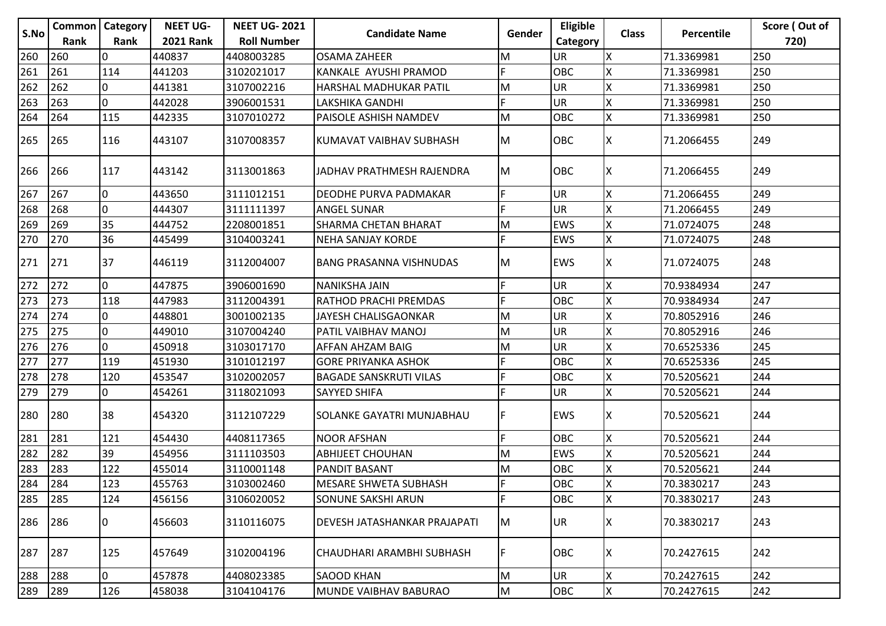| S.No | Common Rank | Category Rank | NEET UG-2021 Rank | NEET UG- 2021 Roll Number | Candidate Name | Gender | Eligible Category | Class | Percentile | Score ( Out of 720) |
|---|---|---|---|---|---|---|---|---|---|---|
| 260 | 260 | 0 | 440837 | 4408003285 | OSAMA ZAHEER | M | UR | X | 71.3369981 | 250 |
| 261 | 261 | 114 | 441203 | 3102021017 | KANKALE AYUSHI PRAMOD | F | OBC | X | 71.3369981 | 250 |
| 262 | 262 | 0 | 441381 | 3107002216 | HARSHAL MADHUKAR PATIL | M | UR | X | 71.3369981 | 250 |
| 263 | 263 | 0 | 442028 | 3906001531 | LAKSHIKA GANDHI | F | UR | X | 71.3369981 | 250 |
| 264 | 264 | 115 | 442335 | 3107010272 | PAISOLE ASHISH NAMDEV | M | OBC | X | 71.3369981 | 250 |
| 265 | 265 | 116 | 443107 | 3107008357 | KUMAVAT VAIBHAV SUBHASH | M | OBC | X | 71.2066455 | 249 |
| 266 | 266 | 117 | 443142 | 3113001863 | JADHAV PRATHMESH RAJENDRA | M | OBC | X | 71.2066455 | 249 |
| 267 | 267 | 0 | 443650 | 3111012151 | DEODHE PURVA PADMAKAR | F | UR | X | 71.2066455 | 249 |
| 268 | 268 | 0 | 444307 | 3111111397 | ANGEL SUNAR | F | UR | X | 71.2066455 | 249 |
| 269 | 269 | 35 | 444752 | 2208001851 | SHARMA CHETAN BHARAT | M | EWS | X | 71.0724075 | 248 |
| 270 | 270 | 36 | 445499 | 3104003241 | NEHA SANJAY KORDE | F | EWS | X | 71.0724075 | 248 |
| 271 | 271 | 37 | 446119 | 3112004007 | BANG PRASANNA VISHNUDAS | M | EWS | X | 71.0724075 | 248 |
| 272 | 272 | 0 | 447875 | 3906001690 | NANIKSHA JAIN | F | UR | X | 70.9384934 | 247 |
| 273 | 273 | 118 | 447983 | 3112004391 | RATHOD PRACHI PREMDAS | F | OBC | X | 70.9384934 | 247 |
| 274 | 274 | 0 | 448801 | 3001002135 | JAYESH CHALISGAONKAR | M | UR | X | 70.8052916 | 246 |
| 275 | 275 | 0 | 449010 | 3107004240 | PATIL VAIBHAV MANOJ | M | UR | X | 70.8052916 | 246 |
| 276 | 276 | 0 | 450918 | 3103017170 | AFFAN AHZAM BAIG | M | UR | X | 70.6525336 | 245 |
| 277 | 277 | 119 | 451930 | 3101012197 | GORE PRIYANKA ASHOK | F | OBC | X | 70.6525336 | 245 |
| 278 | 278 | 120 | 453547 | 3102002057 | BAGADE SANSKRUTI VILAS | F | OBC | X | 70.5205621 | 244 |
| 279 | 279 | 0 | 454261 | 3118021093 | SAYYED SHIFA | F | UR | X | 70.5205621 | 244 |
| 280 | 280 | 38 | 454320 | 3112107229 | SOLANKE GAYATRI MUNJABHAU | F | EWS | X | 70.5205621 | 244 |
| 281 | 281 | 121 | 454430 | 4408117365 | NOOR AFSHAN | F | OBC | X | 70.5205621 | 244 |
| 282 | 282 | 39 | 454956 | 3111103503 | ABHIJEET CHOUHAN | M | EWS | X | 70.5205621 | 244 |
| 283 | 283 | 122 | 455014 | 3110001148 | PANDIT BASANT | M | OBC | X | 70.5205621 | 244 |
| 284 | 284 | 123 | 455763 | 3103002460 | MESARE SHWETA SUBHASH | F | OBC | X | 70.3830217 | 243 |
| 285 | 285 | 124 | 456156 | 3106020052 | SONUNE SAKSHI ARUN | F | OBC | X | 70.3830217 | 243 |
| 286 | 286 | 0 | 456603 | 3110116075 | DEVESH JATASHANKAR PRAJAPATI | M | UR | X | 70.3830217 | 243 |
| 287 | 287 | 125 | 457649 | 3102004196 | CHAUDHARI ARAMBHI SUBHASH | F | OBC | X | 70.2427615 | 242 |
| 288 | 288 | 0 | 457878 | 4408023385 | SAOOD KHAN | M | UR | X | 70.2427615 | 242 |
| 289 | 289 | 126 | 458038 | 3104104176 | MUNDE VAIBHAV BABURAO | M | OBC | X | 70.2427615 | 242 |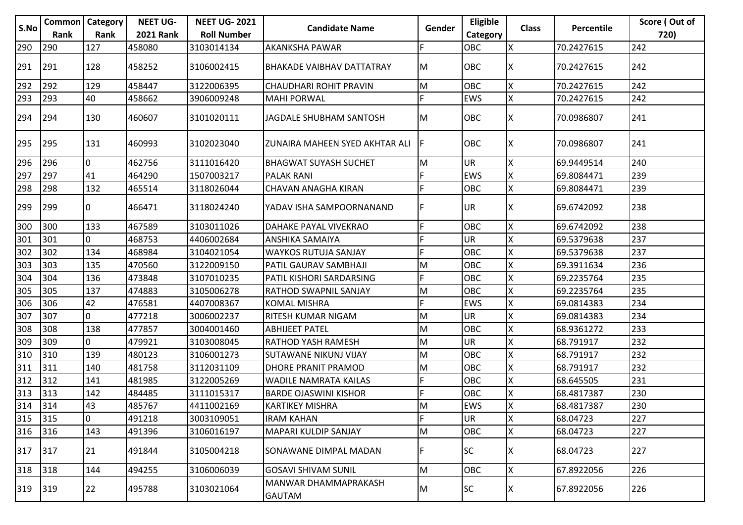| S.No | Common Rank | Category Rank | NEET UG-2021 Rank | NEET UG- 2021 Roll Number | Candidate Name | Gender | Eligible Category | Class | Percentile | Score ( Out of 720) |
|---|---|---|---|---|---|---|---|---|---|---|
| 290 | 290 | 127 | 458080 | 3103014134 | AKANKSHA PAWAR | F | OBC | X | 70.2427615 | 242 |
| 291 | 291 | 128 | 458252 | 3106002415 | BHAKADE VAIBHAV DATTATRAY | M | OBC | X | 70.2427615 | 242 |
| 292 | 292 | 129 | 458447 | 3122006395 | CHAUDHARI ROHIT PRAVIN | M | OBC | X | 70.2427615 | 242 |
| 293 | 293 | 40 | 458662 | 3906009248 | MAHI PORWAL | F | EWS | X | 70.2427615 | 242 |
| 294 | 294 | 130 | 460607 | 3101020111 | JAGDALE SHUBHAM SANTOSH | M | OBC | X | 70.0986807 | 241 |
| 295 | 295 | 131 | 460993 | 3102023040 | ZUNAIRA MAHEEN SYED AKHTAR ALI | F | OBC | X | 70.0986807 | 241 |
| 296 | 296 | 0 | 462756 | 3111016420 | BHAGWAT SUYASH SUCHET | M | UR | X | 69.9449514 | 240 |
| 297 | 297 | 41 | 464290 | 1507003217 | PALAK RANI | F | EWS | X | 69.8084471 | 239 |
| 298 | 298 | 132 | 465514 | 3118026044 | CHAVAN ANAGHA KIRAN | F | OBC | X | 69.8084471 | 239 |
| 299 | 299 | 0 | 466471 | 3118024240 | YADAV ISHA SAMPOORNANAND | F | UR | X | 69.6742092 | 238 |
| 300 | 300 | 133 | 467589 | 3103011026 | DAHAKE PAYAL VIVEKRAO | F | OBC | X | 69.6742092 | 238 |
| 301 | 301 | 0 | 468753 | 4406002684 | ANSHIKA SAMAIYA | F | UR | X | 69.5379638 | 237 |
| 302 | 302 | 134 | 468984 | 3104021054 | WAYKOS RUTUJA SANJAY | F | OBC | X | 69.5379638 | 237 |
| 303 | 303 | 135 | 470560 | 3122009150 | PATIL GAURAV SAMBHAJI | M | OBC | X | 69.3911634 | 236 |
| 304 | 304 | 136 | 473848 | 3107010235 | PATIL KISHORI SARDARSING | F | OBC | X | 69.2235764 | 235 |
| 305 | 305 | 137 | 474883 | 3105006278 | RATHOD SWAPNIL SANJAY | M | OBC | X | 69.2235764 | 235 |
| 306 | 306 | 42 | 476581 | 4407008367 | KOMAL MISHRA | F | EWS | X | 69.0814383 | 234 |
| 307 | 307 | 0 | 477218 | 3006002237 | RITESH KUMAR NIGAM | M | UR | X | 69.0814383 | 234 |
| 308 | 308 | 138 | 477857 | 3004001460 | ABHIJEET PATEL | M | OBC | X | 68.9361272 | 233 |
| 309 | 309 | 0 | 479921 | 3103008045 | RATHOD YASH RAMESH | M | UR | X | 68.791917 | 232 |
| 310 | 310 | 139 | 480123 | 3106001273 | SUTAWANE NIKUNJ VIJAY | M | OBC | X | 68.791917 | 232 |
| 311 | 311 | 140 | 481758 | 3112031109 | DHORE PRANIT PRAMOD | M | OBC | X | 68.791917 | 232 |
| 312 | 312 | 141 | 481985 | 3122005269 | WADILE NAMRATA KAILAS | F | OBC | X | 68.645505 | 231 |
| 313 | 313 | 142 | 484485 | 3111015317 | BARDE OJASWINI KISHOR | F | OBC | X | 68.4817387 | 230 |
| 314 | 314 | 43 | 485767 | 4411002169 | KARTIKEY MISHRA | M | EWS | X | 68.4817387 | 230 |
| 315 | 315 | 0 | 491218 | 3003109051 | IRAM KAHAN | F | UR | X | 68.04723 | 227 |
| 316 | 316 | 143 | 491396 | 3106016197 | MAPARI KULDIP SANJAY | M | OBC | X | 68.04723 | 227 |
| 317 | 317 | 21 | 491844 | 3105004218 | SONAWANE DIMPAL MADAN | F | SC | X | 68.04723 | 227 |
| 318 | 318 | 144 | 494255 | 3106006039 | GOSAVI SHIVAM SUNIL | M | OBC | X | 67.8922056 | 226 |
| 319 | 319 | 22 | 495788 | 3103021064 | MANWAR DHAMMAPRAKASH GAUTAM | M | SC | X | 67.8922056 | 226 |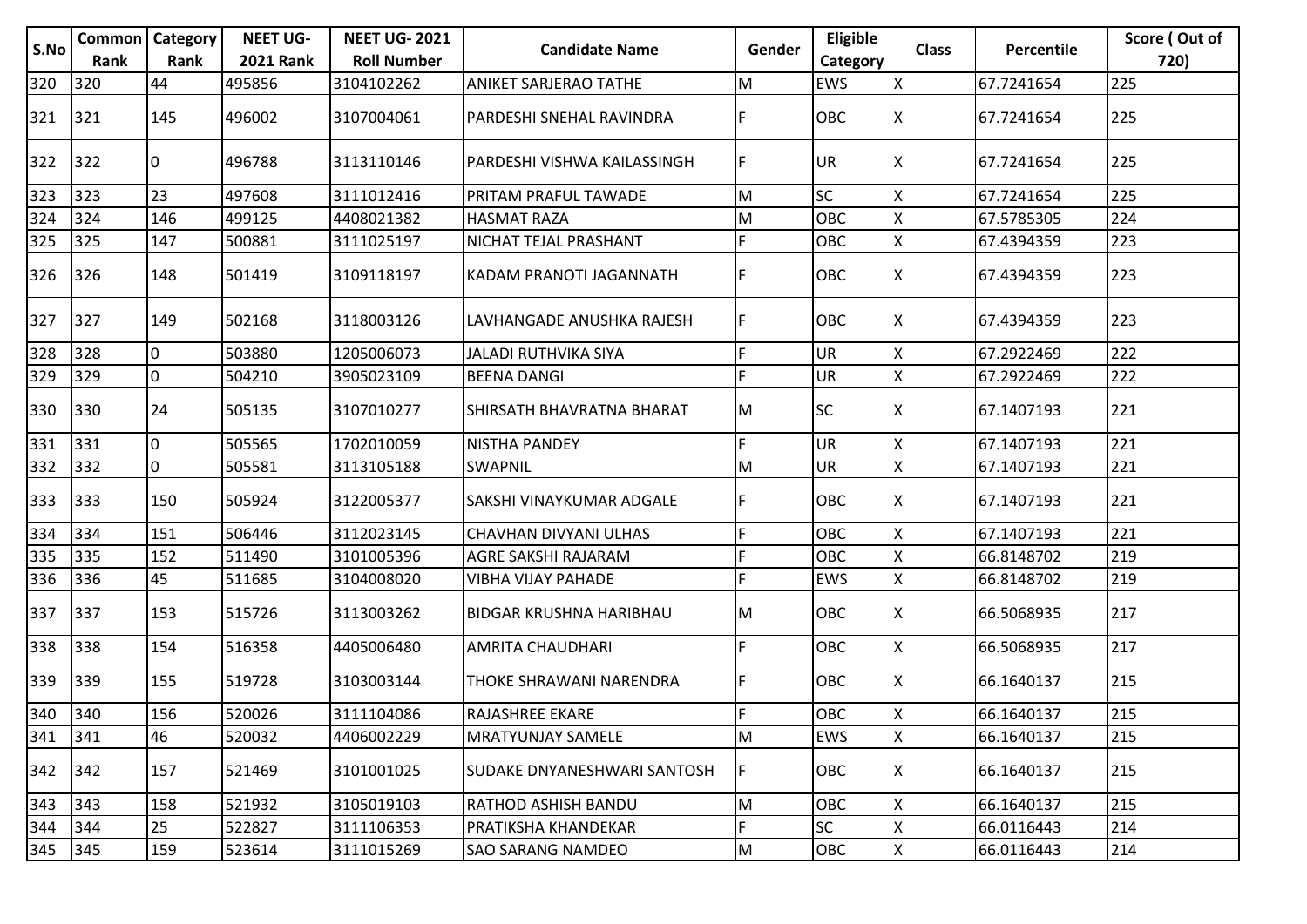| S.No | Common Rank | Category Rank | NEET UG-2021 Rank | NEET UG- 2021 Roll Number | Candidate Name | Gender | Eligible Category | Class | Percentile | Score ( Out of 720) |
|---|---|---|---|---|---|---|---|---|---|---|
| 320 | 320 | 44 | 495856 | 3104102262 | ANIKET SARJERAO TATHE | M | EWS | X | 67.7241654 | 225 |
| 321 | 321 | 145 | 496002 | 3107004061 | PARDESHI SNEHAL RAVINDRA | F | OBC | X | 67.7241654 | 225 |
| 322 | 322 | 0 | 496788 | 3113110146 | PARDESHI VISHWA KAILASSINGH | F | UR | X | 67.7241654 | 225 |
| 323 | 323 | 23 | 497608 | 3111012416 | PRITAM PRAFUL TAWADE | M | SC | X | 67.7241654 | 225 |
| 324 | 324 | 146 | 499125 | 4408021382 | HASMAT RAZA | M | OBC | X | 67.5785305 | 224 |
| 325 | 325 | 147 | 500881 | 3111025197 | NICHAT TEJAL PRASHANT | F | OBC | X | 67.4394359 | 223 |
| 326 | 326 | 148 | 501419 | 3109118197 | KADAM PRANOTI JAGANNATH | F | OBC | X | 67.4394359 | 223 |
| 327 | 327 | 149 | 502168 | 3118003126 | LAVHANGADE ANUSHKA RAJESH | F | OBC | X | 67.4394359 | 223 |
| 328 | 328 | 0 | 503880 | 1205006073 | JALADI RUTHVIKA SIYA | F | UR | X | 67.2922469 | 222 |
| 329 | 329 | 0 | 504210 | 3905023109 | BEENA DANGI | F | UR | X | 67.2922469 | 222 |
| 330 | 330 | 24 | 505135 | 3107010277 | SHIRSATH BHAVRATNA BHARAT | M | SC | X | 67.1407193 | 221 |
| 331 | 331 | 0 | 505565 | 1702010059 | NISTHA PANDEY | F | UR | X | 67.1407193 | 221 |
| 332 | 332 | 0 | 505581 | 3113105188 | SWAPNIL | M | UR | X | 67.1407193 | 221 |
| 333 | 333 | 150 | 505924 | 3122005377 | SAKSHI VINAYKUMAR ADGALE | F | OBC | X | 67.1407193 | 221 |
| 334 | 334 | 151 | 506446 | 3112023145 | CHAVHAN DIVYANI ULHAS | F | OBC | X | 67.1407193 | 221 |
| 335 | 335 | 152 | 511490 | 3101005396 | AGRE SAKSHI RAJARAM | F | OBC | X | 66.8148702 | 219 |
| 336 | 336 | 45 | 511685 | 3104008020 | VIBHA VIJAY PAHADE | F | EWS | X | 66.8148702 | 219 |
| 337 | 337 | 153 | 515726 | 3113003262 | BIDGAR KRUSHNA HARIBHAU | M | OBC | X | 66.5068935 | 217 |
| 338 | 338 | 154 | 516358 | 4405006480 | AMRITA CHAUDHARI | F | OBC | X | 66.5068935 | 217 |
| 339 | 339 | 155 | 519728 | 3103003144 | THOKE SHRAWANI NARENDRA | F | OBC | X | 66.1640137 | 215 |
| 340 | 340 | 156 | 520026 | 3111104086 | RAJASHREE EKARE | F | OBC | X | 66.1640137 | 215 |
| 341 | 341 | 46 | 520032 | 4406002229 | MRATYUNJAY SAMELE | M | EWS | X | 66.1640137 | 215 |
| 342 | 342 | 157 | 521469 | 3101001025 | SUDAKE DNYANESHWARI SANTOSH | F | OBC | X | 66.1640137 | 215 |
| 343 | 343 | 158 | 521932 | 3105019103 | RATHOD ASHISH BANDU | M | OBC | X | 66.1640137 | 215 |
| 344 | 344 | 25 | 522827 | 3111106353 | PRATIKSHA KHANDEKAR | F | SC | X | 66.0116443 | 214 |
| 345 | 345 | 159 | 523614 | 3111015269 | SAO SARANG NAMDEO | M | OBC | X | 66.0116443 | 214 |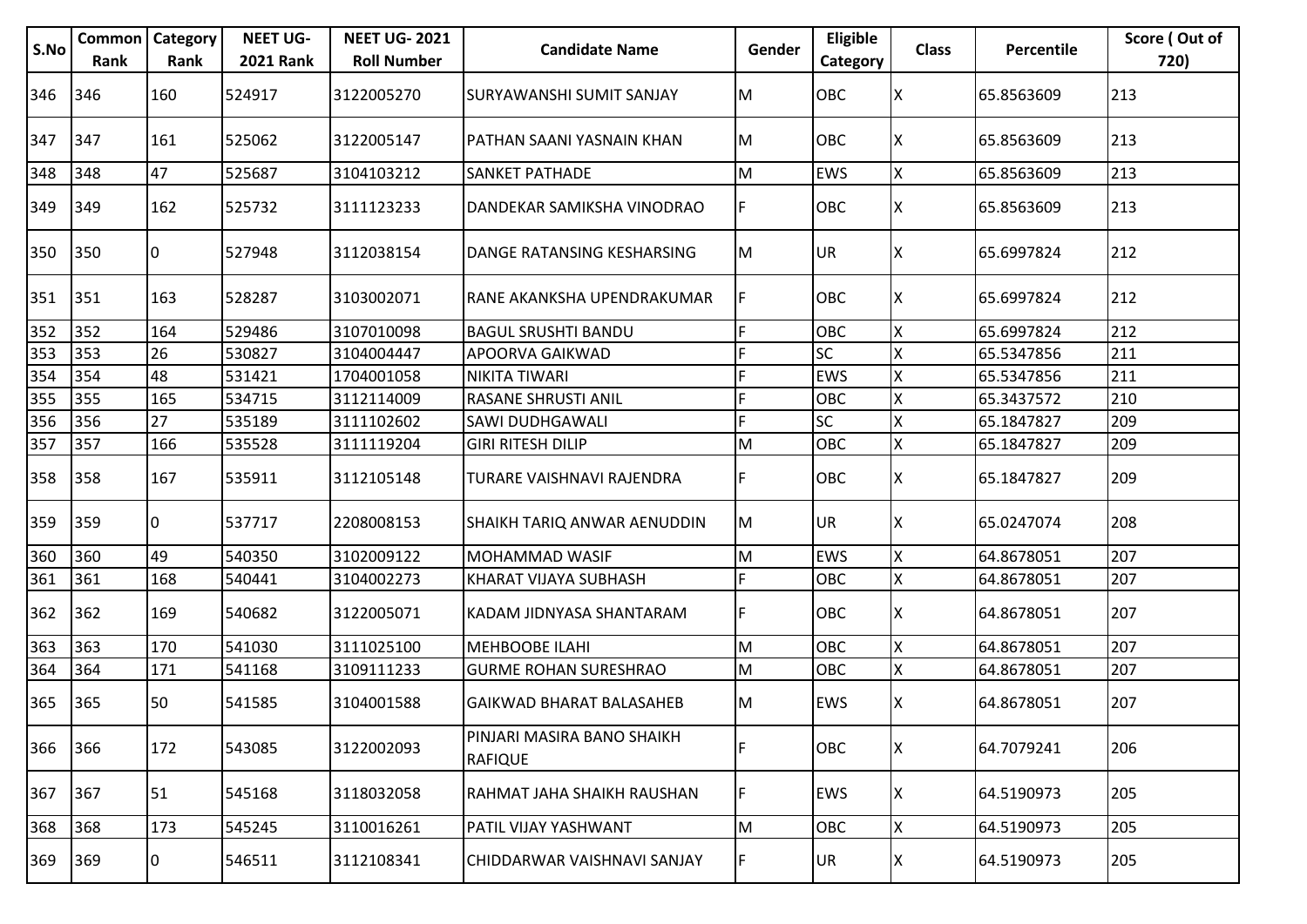| S.No | Common Rank | Category Rank | NEET UG-2021 Rank | NEET UG- 2021 Roll Number | Candidate Name | Gender | Eligible Category | Class | Percentile | Score ( Out of 720) |
|---|---|---|---|---|---|---|---|---|---|---|
| 346 | 346 | 160 | 524917 | 3122005270 | SURYAWANSHI SUMIT SANJAY | M | OBC | X | 65.8563609 | 213 |
| 347 | 347 | 161 | 525062 | 3122005147 | PATHAN SAANI YASNAIN KHAN | M | OBC | X | 65.8563609 | 213 |
| 348 | 348 | 47 | 525687 | 3104103212 | SANKET PATHADE | M | EWS | X | 65.8563609 | 213 |
| 349 | 349 | 162 | 525732 | 3111123233 | DANDEKAR SAMIKSHA VINODRAO | F | OBC | X | 65.8563609 | 213 |
| 350 | 350 | 0 | 527948 | 3112038154 | DANGE RATANSING KESHARSING | M | UR | X | 65.6997824 | 212 |
| 351 | 351 | 163 | 528287 | 3103002071 | RANE AKANKSHA UPENDRAKUMAR | F | OBC | X | 65.6997824 | 212 |
| 352 | 352 | 164 | 529486 | 3107010098 | BAGUL SRUSHTI BANDU | F | OBC | X | 65.6997824 | 212 |
| 353 | 353 | 26 | 530827 | 3104004447 | APOORVA GAIKWAD | F | SC | X | 65.5347856 | 211 |
| 354 | 354 | 48 | 531421 | 1704001058 | NIKITA TIWARI | F | EWS | X | 65.5347856 | 211 |
| 355 | 355 | 165 | 534715 | 3112114009 | RASANE SHRUSTI ANIL | F | OBC | X | 65.3437572 | 210 |
| 356 | 356 | 27 | 535189 | 3111102602 | SAWI DUDHGAWALI | F | SC | X | 65.1847827 | 209 |
| 357 | 357 | 166 | 535528 | 3111119204 | GIRI RITESH DILIP | M | OBC | X | 65.1847827 | 209 |
| 358 | 358 | 167 | 535911 | 3112105148 | TURARE VAISHNAVI RAJENDRA | F | OBC | X | 65.1847827 | 209 |
| 359 | 359 | 0 | 537717 | 2208008153 | SHAIKH TARIQ ANWAR AENUDDIN | M | UR | X | 65.0247074 | 208 |
| 360 | 360 | 49 | 540350 | 3102009122 | MOHAMMAD WASIF | M | EWS | X | 64.8678051 | 207 |
| 361 | 361 | 168 | 540441 | 3104002273 | KHARAT VIJAYA SUBHASH | F | OBC | X | 64.8678051 | 207 |
| 362 | 362 | 169 | 540682 | 3122005071 | KADAM JIDNYASA SHANTARAM | F | OBC | X | 64.8678051 | 207 |
| 363 | 363 | 170 | 541030 | 3111025100 | MEHBOOBE ILAHI | M | OBC | X | 64.8678051 | 207 |
| 364 | 364 | 171 | 541168 | 3109111233 | GURME ROHAN SURESHRAO | M | OBC | X | 64.8678051 | 207 |
| 365 | 365 | 50 | 541585 | 3104001588 | GAIKWAD BHARAT BALASAHEB | M | EWS | X | 64.8678051 | 207 |
| 366 | 366 | 172 | 543085 | 3122002093 | PINJARI MASIRA BANO SHAIKH RAFIQUE | F | OBC | X | 64.7079241 | 206 |
| 367 | 367 | 51 | 545168 | 3118032058 | RAHMAT JAHA SHAIKH RAUSHAN | F | EWS | X | 64.5190973 | 205 |
| 368 | 368 | 173 | 545245 | 3110016261 | PATIL VIJAY YASHWANT | M | OBC | X | 64.5190973 | 205 |
| 369 | 369 | 0 | 546511 | 3112108341 | CHIDDARWAR VAISHNAVI SANJAY | F | UR | X | 64.5190973 | 205 |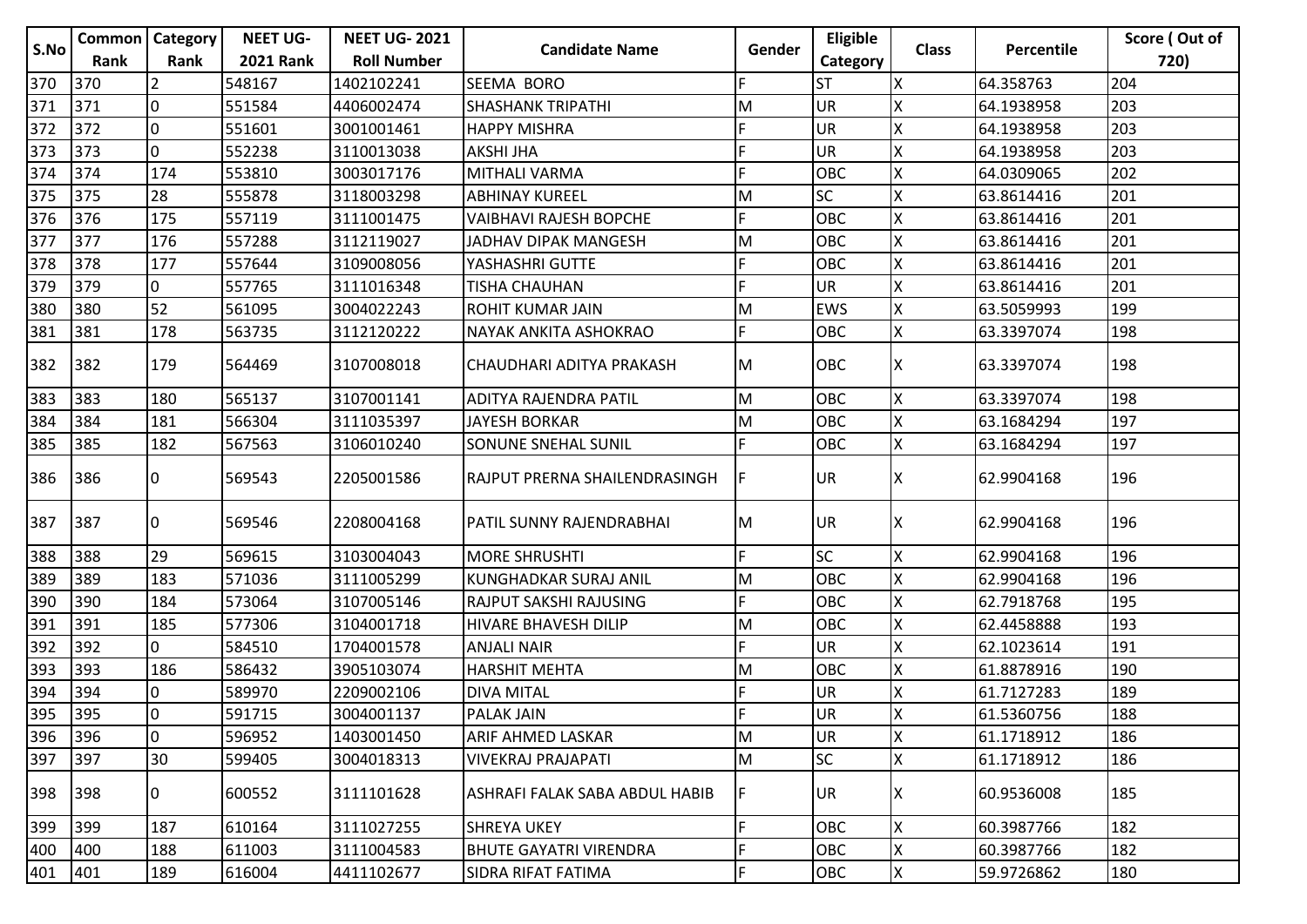| S.No | Common Rank | Category Rank | NEET UG-2021 Rank | NEET UG- 2021 Roll Number | Candidate Name | Gender | Eligible Category | Class | Percentile | Score ( Out of 720) |
|---|---|---|---|---|---|---|---|---|---|---|
| 370 | 370 | 2 | 548167 | 1402102241 | SEEMA BORO | F | ST | X | 64.358763 | 204 |
| 371 | 371 | 0 | 551584 | 4406002474 | SHASHANK TRIPATHI | M | UR | X | 64.1938958 | 203 |
| 372 | 372 | 0 | 551601 | 3001001461 | HAPPY MISHRA | F | UR | X | 64.1938958 | 203 |
| 373 | 373 | 0 | 552238 | 3110013038 | AKSHI JHA | F | UR | X | 64.1938958 | 203 |
| 374 | 374 | 174 | 553810 | 3003017176 | MITHALI VARMA | F | OBC | X | 64.0309065 | 202 |
| 375 | 375 | 28 | 555878 | 3118003298 | ABHINAY KUREEL | M | SC | X | 63.8614416 | 201 |
| 376 | 376 | 175 | 557119 | 3111001475 | VAIBHAVI RAJESH BOPCHE | F | OBC | X | 63.8614416 | 201 |
| 377 | 377 | 176 | 557288 | 3112119027 | JADHAV DIPAK MANGESH | M | OBC | X | 63.8614416 | 201 |
| 378 | 378 | 177 | 557644 | 3109008056 | YASHASHRI GUTTE | F | OBC | X | 63.8614416 | 201 |
| 379 | 379 | 0 | 557765 | 3111016348 | TISHA CHAUHAN | F | UR | X | 63.8614416 | 201 |
| 380 | 380 | 52 | 561095 | 3004022243 | ROHIT KUMAR JAIN | M | EWS | X | 63.5059993 | 199 |
| 381 | 381 | 178 | 563735 | 3112120222 | NAYAK ANKITA ASHOKRAO | F | OBC | X | 63.3397074 | 198 |
| 382 | 382 | 179 | 564469 | 3107008018 | CHAUDHARI ADITYA PRAKASH | M | OBC | X | 63.3397074 | 198 |
| 383 | 383 | 180 | 565137 | 3107001141 | ADITYA RAJENDRA PATIL | M | OBC | X | 63.3397074 | 198 |
| 384 | 384 | 181 | 566304 | 3111035397 | JAYESH BORKAR | M | OBC | X | 63.1684294 | 197 |
| 385 | 385 | 182 | 567563 | 3106010240 | SONUNE SNEHAL SUNIL | F | OBC | X | 63.1684294 | 197 |
| 386 | 386 | 0 | 569543 | 2205001586 | RAJPUT PRERNA SHAILENDRASINGH | F | UR | X | 62.9904168 | 196 |
| 387 | 387 | 0 | 569546 | 2208004168 | PATIL SUNNY RAJENDRABHAI | M | UR | X | 62.9904168 | 196 |
| 388 | 388 | 29 | 569615 | 3103004043 | MORE SHRUSHTI | F | SC | X | 62.9904168 | 196 |
| 389 | 389 | 183 | 571036 | 3111005299 | KUNGHADKAR SURAJ ANIL | M | OBC | X | 62.9904168 | 196 |
| 390 | 390 | 184 | 573064 | 3107005146 | RAJPUT SAKSHI RAJUSING | F | OBC | X | 62.7918768 | 195 |
| 391 | 391 | 185 | 577306 | 3104001718 | HIVARE BHAVESH DILIP | M | OBC | X | 62.4458888 | 193 |
| 392 | 392 | 0 | 584510 | 1704001578 | ANJALI NAIR | F | UR | X | 62.1023614 | 191 |
| 393 | 393 | 186 | 586432 | 3905103074 | HARSHIT MEHTA | M | OBC | X | 61.8878916 | 190 |
| 394 | 394 | 0 | 589970 | 2209002106 | DIVA MITAL | F | UR | X | 61.7127283 | 189 |
| 395 | 395 | 0 | 591715 | 3004001137 | PALAK JAIN | F | UR | X | 61.5360756 | 188 |
| 396 | 396 | 0 | 596952 | 1403001450 | ARIF AHMED LASKAR | M | UR | X | 61.1718912 | 186 |
| 397 | 397 | 30 | 599405 | 3004018313 | VIVEKRAJ PRAJAPATI | M | SC | X | 61.1718912 | 186 |
| 398 | 398 | 0 | 600552 | 3111101628 | ASHRAFI FALAK SABA ABDUL HABIB | F | UR | X | 60.9536008 | 185 |
| 399 | 399 | 187 | 610164 | 3111027255 | SHREYA UKEY | F | OBC | X | 60.3987766 | 182 |
| 400 | 400 | 188 | 611003 | 3111004583 | BHUTE GAYATRI VIRENDRA | F | OBC | X | 60.3987766 | 182 |
| 401 | 401 | 189 | 616004 | 4411102677 | SIDRA RIFAT FATIMA | F | OBC | X | 59.9726862 | 180 |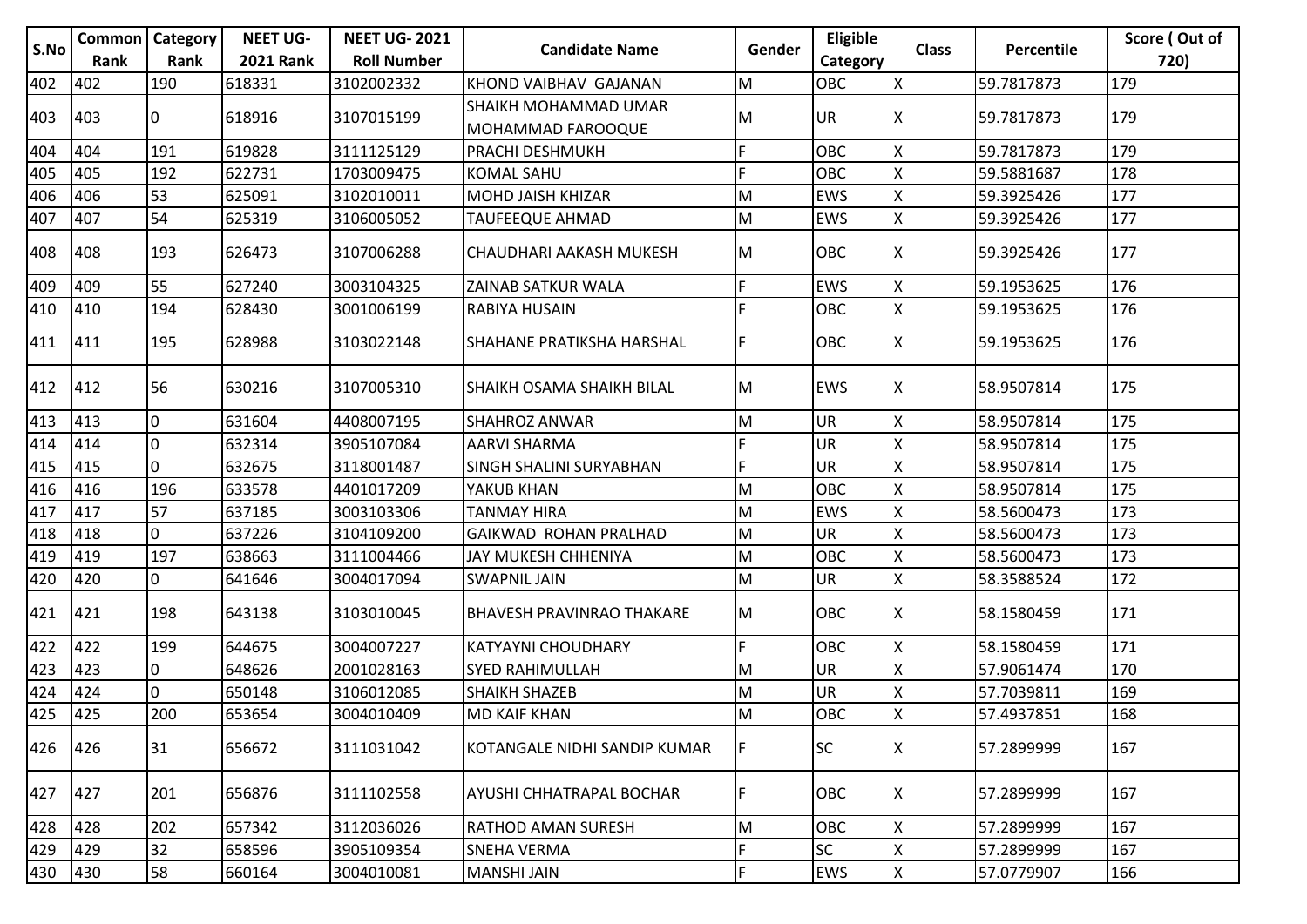| S.No | Common Rank | Category Rank | NEET UG-2021 Rank | NEET UG- 2021 Roll Number | Candidate Name | Gender | Eligible Category | Class | Percentile | Score ( Out of 720) |
|---|---|---|---|---|---|---|---|---|---|---|
| 402 | 402 | 190 | 618331 | 3102002332 | KHOND VAIBHAV GAJANAN | M | OBC | X | 59.7817873 | 179 |
| 403 | 403 | 0 | 618916 | 3107015199 | SHAIKH MOHAMMAD UMAR MOHAMMAD FAROOQUE | M | UR | X | 59.7817873 | 179 |
| 404 | 404 | 191 | 619828 | 3111125129 | PRACHI DESHMUKH | F | OBC | X | 59.7817873 | 179 |
| 405 | 405 | 192 | 622731 | 1703009475 | KOMAL SAHU | F | OBC | X | 59.5881687 | 178 |
| 406 | 406 | 53 | 625091 | 3102010011 | MOHD JAISH KHIZAR | M | EWS | X | 59.3925426 | 177 |
| 407 | 407 | 54 | 625319 | 3106005052 | TAUFEEQUE AHMAD | M | EWS | X | 59.3925426 | 177 |
| 408 | 408 | 193 | 626473 | 3107006288 | CHAUDHARI AAKASH MUKESH | M | OBC | X | 59.3925426 | 177 |
| 409 | 409 | 55 | 627240 | 3003104325 | ZAINAB SATKUR WALA | F | EWS | X | 59.1953625 | 176 |
| 410 | 410 | 194 | 628430 | 3001006199 | RABIYA HUSAIN | F | OBC | X | 59.1953625 | 176 |
| 411 | 411 | 195 | 628988 | 3103022148 | SHAHANE PRATIKSHA HARSHAL | F | OBC | X | 59.1953625 | 176 |
| 412 | 412 | 56 | 630216 | 3107005310 | SHAIKH OSAMA SHAIKH BILAL | M | EWS | X | 58.9507814 | 175 |
| 413 | 413 | 0 | 631604 | 4408007195 | SHAHROZ ANWAR | M | UR | X | 58.9507814 | 175 |
| 414 | 414 | 0 | 632314 | 3905107084 | AARVI SHARMA | F | UR | X | 58.9507814 | 175 |
| 415 | 415 | 0 | 632675 | 3118001487 | SINGH SHALINI SURYABHAN | F | UR | X | 58.9507814 | 175 |
| 416 | 416 | 196 | 633578 | 4401017209 | YAKUB KHAN | M | OBC | X | 58.9507814 | 175 |
| 417 | 417 | 57 | 637185 | 3003103306 | TANMAY HIRA | M | EWS | X | 58.5600473 | 173 |
| 418 | 418 | 0 | 637226 | 3104109200 | GAIKWAD ROHAN PRALHAD | M | UR | X | 58.5600473 | 173 |
| 419 | 419 | 197 | 638663 | 3111004466 | JAY MUKESH CHHENIYA | M | OBC | X | 58.5600473 | 173 |
| 420 | 420 | 0 | 641646 | 3004017094 | SWAPNIL JAIN | M | UR | X | 58.3588524 | 172 |
| 421 | 421 | 198 | 643138 | 3103010045 | BHAVESH PRAVINRAO THAKARE | M | OBC | X | 58.1580459 | 171 |
| 422 | 422 | 199 | 644675 | 3004007227 | KATYAYNI CHOUDHARY | F | OBC | X | 58.1580459 | 171 |
| 423 | 423 | 0 | 648626 | 2001028163 | SYED RAHIMULLAH | M | UR | X | 57.9061474 | 170 |
| 424 | 424 | 0 | 650148 | 3106012085 | SHAIKH SHAZEB | M | UR | X | 57.7039811 | 169 |
| 425 | 425 | 200 | 653654 | 3004010409 | MD KAIF KHAN | M | OBC | X | 57.4937851 | 168 |
| 426 | 426 | 31 | 656672 | 3111031042 | KOTANGALE NIDHI SANDIP KUMAR | F | SC | X | 57.2899999 | 167 |
| 427 | 427 | 201 | 656876 | 3111102558 | AYUSHI CHHATRAPAL BOCHAR | F | OBC | X | 57.2899999 | 167 |
| 428 | 428 | 202 | 657342 | 3112036026 | RATHOD AMAN SURESH | M | OBC | X | 57.2899999 | 167 |
| 429 | 429 | 32 | 658596 | 3905109354 | SNEHA VERMA | F | SC | X | 57.2899999 | 167 |
| 430 | 430 | 58 | 660164 | 3004010081 | MANSHI JAIN | F | EWS | X | 57.0779907 | 166 |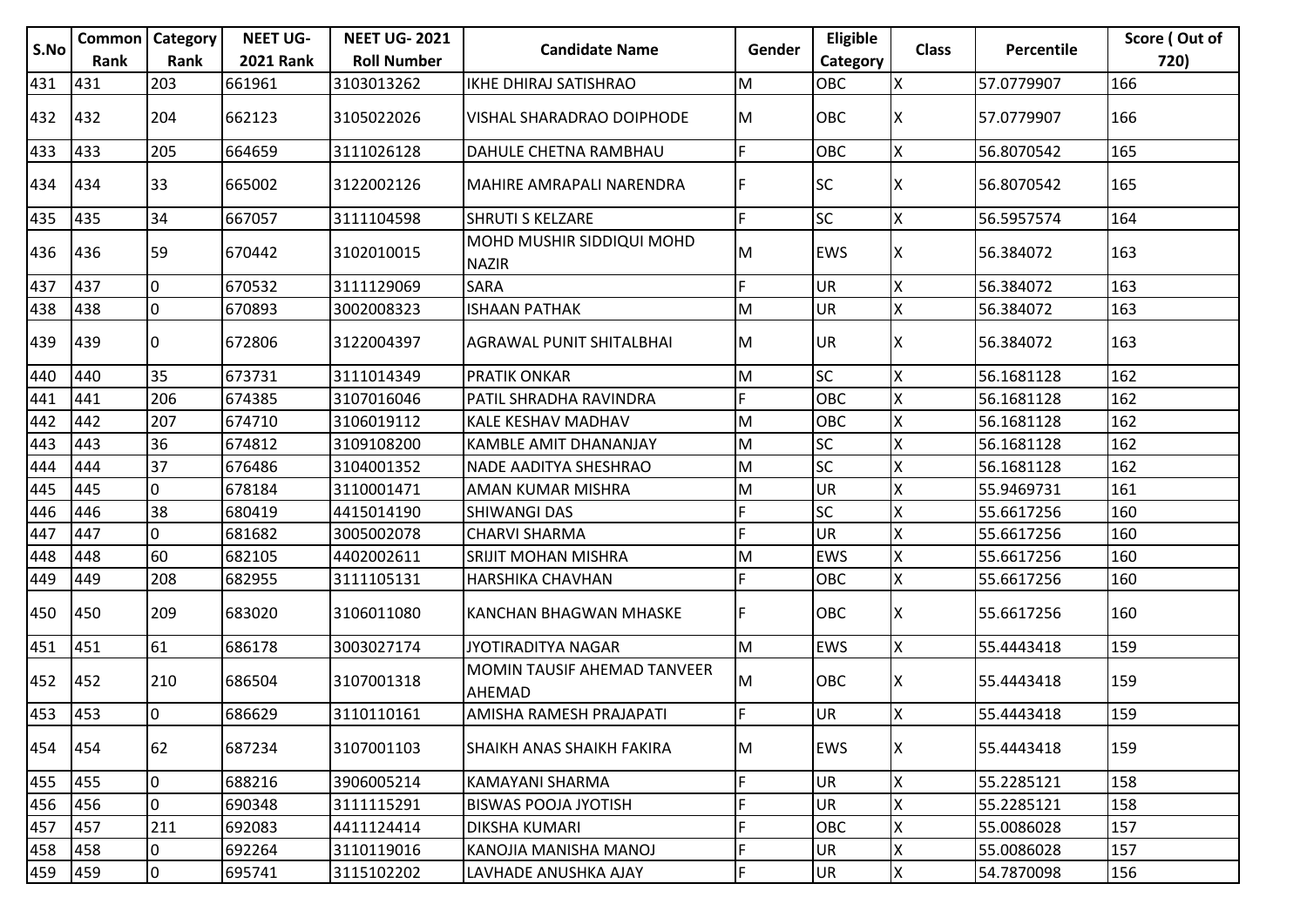| S.No | Common Rank | Category Rank | NEET UG-2021 Rank | NEET UG- 2021 Roll Number | Candidate Name | Gender | Eligible Category | Class | Percentile | Score ( Out of 720) |
|---|---|---|---|---|---|---|---|---|---|---|
| 431 | 431 | 203 | 661961 | 3103013262 | IKHE DHIRAJ SATISHRAO | M | OBC | X | 57.0779907 | 166 |
| 432 | 432 | 204 | 662123 | 3105022026 | VISHAL SHARADRAO DOIPHODE | M | OBC | X | 57.0779907 | 166 |
| 433 | 433 | 205 | 664659 | 3111026128 | DAHULE CHETNA RAMBHAU | F | OBC | X | 56.8070542 | 165 |
| 434 | 434 | 33 | 665002 | 3122002126 | MAHIRE AMRAPALI NARENDRA | F | SC | X | 56.8070542 | 165 |
| 435 | 435 | 34 | 667057 | 3111104598 | SHRUTI S KELZARE | F | SC | X | 56.5957574 | 164 |
| 436 | 436 | 59 | 670442 | 3102010015 | MOHD MUSHIR SIDDIQUI MOHD NAZIR | M | EWS | X | 56.384072 | 163 |
| 437 | 437 | 0 | 670532 | 3111129069 | SARA | F | UR | X | 56.384072 | 163 |
| 438 | 438 | 0 | 670893 | 3002008323 | ISHAAN PATHAK | M | UR | X | 56.384072 | 163 |
| 439 | 439 | 0 | 672806 | 3122004397 | AGRAWAL PUNIT SHITALBHAI | M | UR | X | 56.384072 | 163 |
| 440 | 440 | 35 | 673731 | 3111014349 | PRATIK ONKAR | M | SC | X | 56.1681128 | 162 |
| 441 | 441 | 206 | 674385 | 3107016046 | PATIL SHRADHA RAVINDRA | F | OBC | X | 56.1681128 | 162 |
| 442 | 442 | 207 | 674710 | 3106019112 | KALE KESHAV MADHAV | M | OBC | X | 56.1681128 | 162 |
| 443 | 443 | 36 | 674812 | 3109108200 | KAMBLE AMIT DHANANJAY | M | SC | X | 56.1681128 | 162 |
| 444 | 444 | 37 | 676486 | 3104001352 | NADE AADITYA SHESHRAO | M | SC | X | 56.1681128 | 162 |
| 445 | 445 | 0 | 678184 | 3110001471 | AMAN KUMAR MISHRA | M | UR | X | 55.9469731 | 161 |
| 446 | 446 | 38 | 680419 | 4415014190 | SHIWANGI DAS | F | SC | X | 55.6617256 | 160 |
| 447 | 447 | 0 | 681682 | 3005002078 | CHARVI SHARMA | F | UR | X | 55.6617256 | 160 |
| 448 | 448 | 60 | 682105 | 4402002611 | SRIJIT MOHAN MISHRA | M | EWS | X | 55.6617256 | 160 |
| 449 | 449 | 208 | 682955 | 3111105131 | HARSHIKA CHAVHAN | F | OBC | X | 55.6617256 | 160 |
| 450 | 450 | 209 | 683020 | 3106011080 | KANCHAN BHAGWAN MHASKE | F | OBC | X | 55.6617256 | 160 |
| 451 | 451 | 61 | 686178 | 3003027174 | JYOTIRADITYA NAGAR | M | EWS | X | 55.4443418 | 159 |
| 452 | 452 | 210 | 686504 | 3107001318 | MOMIN TAUSIF AHEMAD TANVEER AHEMAD | M | OBC | X | 55.4443418 | 159 |
| 453 | 453 | 0 | 686629 | 3110110161 | AMISHA RAMESH PRAJAPATI | F | UR | X | 55.4443418 | 159 |
| 454 | 454 | 62 | 687234 | 3107001103 | SHAIKH ANAS SHAIKH FAKIRA | M | EWS | X | 55.4443418 | 159 |
| 455 | 455 | 0 | 688216 | 3906005214 | KAMAYANI SHARMA | F | UR | X | 55.2285121 | 158 |
| 456 | 456 | 0 | 690348 | 3111115291 | BISWAS POOJA JYOTISH | F | UR | X | 55.2285121 | 158 |
| 457 | 457 | 211 | 692083 | 4411124414 | DIKSHA KUMARI | F | OBC | X | 55.0086028 | 157 |
| 458 | 458 | 0 | 692264 | 3110119016 | KANOJIA MANISHA MANOJ | F | UR | X | 55.0086028 | 157 |
| 459 | 459 | 0 | 695741 | 3115102202 | LAVHADE ANUSHKA AJAY | F | UR | X | 54.7870098 | 156 |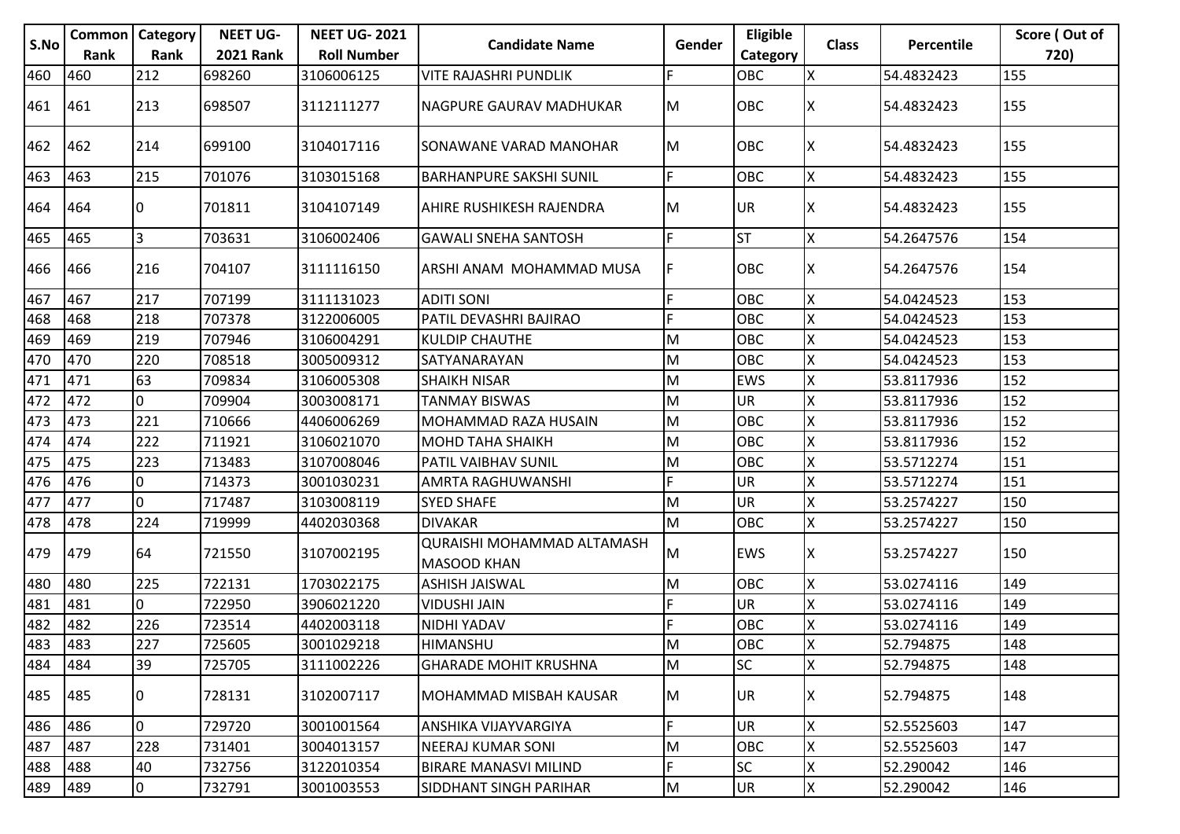| S.No | Common Rank | Category Rank | NEET UG-2021 Rank | NEET UG- 2021 Roll Number | Candidate Name | Gender | Eligible Category | Class | Percentile | Score ( Out of 720) |
|---|---|---|---|---|---|---|---|---|---|---|
| 460 | 460 | 212 | 698260 | 3106006125 | VITE RAJASHRI PUNDLIK | F | OBC | X | 54.4832423 | 155 |
| 461 | 461 | 213 | 698507 | 3112111277 | NAGPURE GAURAV MADHUKAR | M | OBC | X | 54.4832423 | 155 |
| 462 | 462 | 214 | 699100 | 3104017116 | SONAWANE VARAD MANOHAR | M | OBC | X | 54.4832423 | 155 |
| 463 | 463 | 215 | 701076 | 3103015168 | BARHANPURE SAKSHI SUNIL | F | OBC | X | 54.4832423 | 155 |
| 464 | 464 | 0 | 701811 | 3104107149 | AHIRE RUSHIKESH RAJENDRA | M | UR | X | 54.4832423 | 155 |
| 465 | 465 | 3 | 703631 | 3106002406 | GAWALI SNEHA SANTOSH | F | ST | X | 54.2647576 | 154 |
| 466 | 466 | 216 | 704107 | 3111116150 | ARSHI ANAM MOHAMMAD MUSA | F | OBC | X | 54.2647576 | 154 |
| 467 | 467 | 217 | 707199 | 3111131023 | ADITI SONI | F | OBC | X | 54.0424523 | 153 |
| 468 | 468 | 218 | 707378 | 3122006005 | PATIL DEVASHRI BAJIRAO | F | OBC | X | 54.0424523 | 153 |
| 469 | 469 | 219 | 707946 | 3106004291 | KULDIP CHAUTHE | M | OBC | X | 54.0424523 | 153 |
| 470 | 470 | 220 | 708518 | 3005009312 | SATYANARAYAN | M | OBC | X | 54.0424523 | 153 |
| 471 | 471 | 63 | 709834 | 3106005308 | SHAIKH NISAR | M | EWS | X | 53.8117936 | 152 |
| 472 | 472 | 0 | 709904 | 3003008171 | TANMAY BISWAS | M | UR | X | 53.8117936 | 152 |
| 473 | 473 | 221 | 710666 | 4406006269 | MOHAMMAD RAZA HUSAIN | M | OBC | X | 53.8117936 | 152 |
| 474 | 474 | 222 | 711921 | 3106021070 | MOHD TAHA SHAIKH | M | OBC | X | 53.8117936 | 152 |
| 475 | 475 | 223 | 713483 | 3107008046 | PATIL VAIBHAV SUNIL | M | OBC | X | 53.5712274 | 151 |
| 476 | 476 | 0 | 714373 | 3001030231 | AMRTA RAGHUWANSHI | F | UR | X | 53.5712274 | 151 |
| 477 | 477 | 0 | 717487 | 3103008119 | SYED SHAFE | M | UR | X | 53.2574227 | 150 |
| 478 | 478 | 224 | 719999 | 4402030368 | DIVAKAR | M | OBC | X | 53.2574227 | 150 |
| 479 | 479 | 64 | 721550 | 3107002195 | QURAISHI MOHAMMAD ALTAMASH MASOOD KHAN | M | EWS | X | 53.2574227 | 150 |
| 480 | 480 | 225 | 722131 | 1703022175 | ASHISH JAISWAL | M | OBC | X | 53.0274116 | 149 |
| 481 | 481 | 0 | 722950 | 3906021220 | VIDUSHI JAIN | F | UR | X | 53.0274116 | 149 |
| 482 | 482 | 226 | 723514 | 4402003118 | NIDHI YADAV | F | OBC | X | 53.0274116 | 149 |
| 483 | 483 | 227 | 725605 | 3001029218 | HIMANSHU | M | OBC | X | 52.794875 | 148 |
| 484 | 484 | 39 | 725705 | 3111002226 | GHARADE MOHIT KRUSHNA | M | SC | X | 52.794875 | 148 |
| 485 | 485 | 0 | 728131 | 3102007117 | MOHAMMAD MISBAH KAUSAR | M | UR | X | 52.794875 | 148 |
| 486 | 486 | 0 | 729720 | 3001001564 | ANSHIKA VIJAYVARGIYA | F | UR | X | 52.5525603 | 147 |
| 487 | 487 | 228 | 731401 | 3004013157 | NEERAJ KUMAR SONI | M | OBC | X | 52.5525603 | 147 |
| 488 | 488 | 40 | 732756 | 3122010354 | BIRARE MANASVI MILIND | F | SC | X | 52.290042 | 146 |
| 489 | 489 | 0 | 732791 | 3001003553 | SIDDHANT SINGH PARIHAR | M | UR | X | 52.290042 | 146 |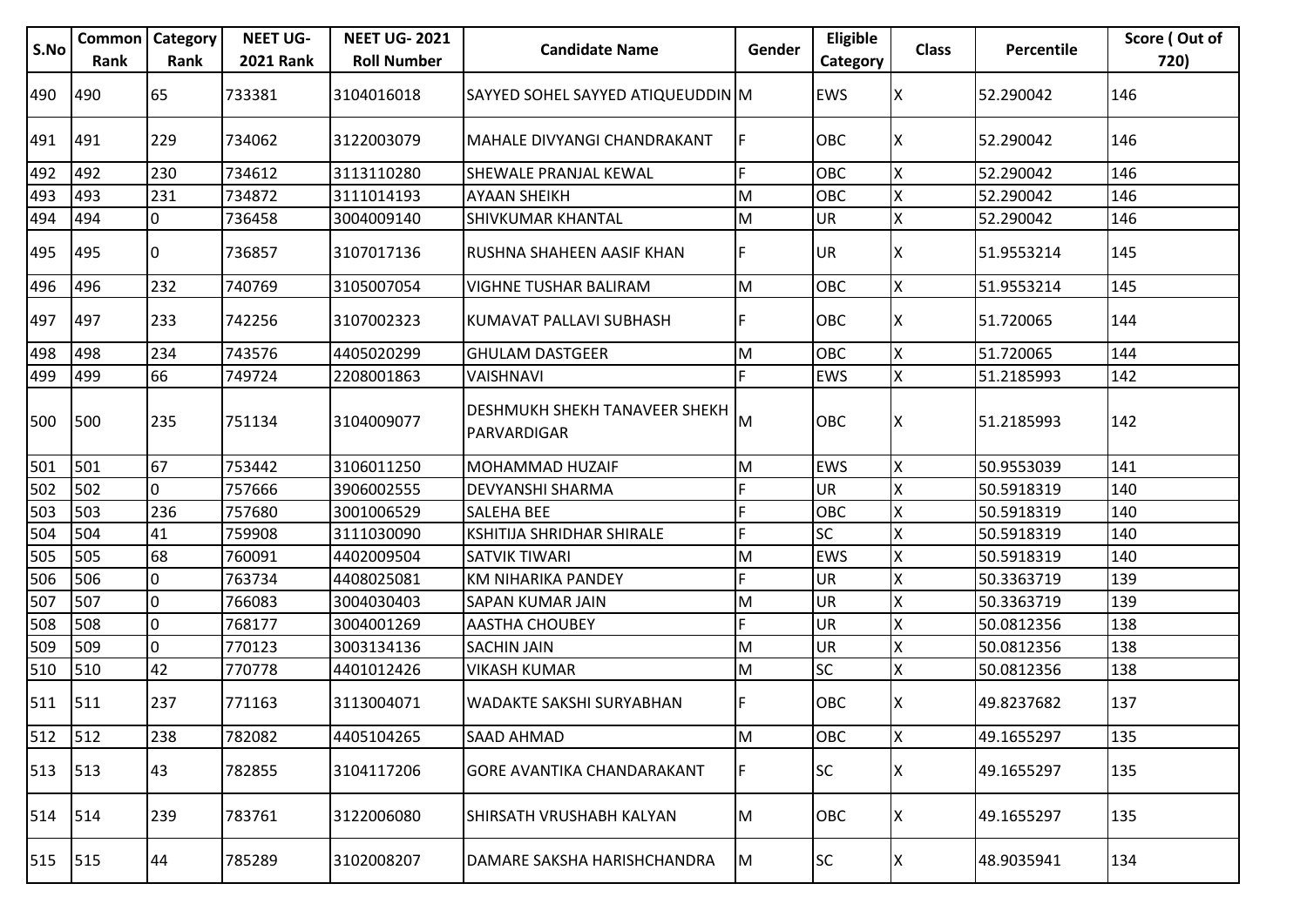| S.No | Common Rank | Category Rank | NEET UG-2021 Rank | NEET UG- 2021 Roll Number | Candidate Name | Gender | Eligible Category | Class | Percentile | Score ( Out of 720) |
|---|---|---|---|---|---|---|---|---|---|---|
| 490 | 490 | 65 | 733381 | 3104016018 | SAYYED SOHEL SAYYED ATIQUEUDDIN | M | EWS | X | 52.290042 | 146 |
| 491 | 491 | 229 | 734062 | 3122003079 | MAHALE DIVYANGI CHANDRAKANT | F | OBC | X | 52.290042 | 146 |
| 492 | 492 | 230 | 734612 | 3113110280 | SHEWALE PRANJAL KEWAL | F | OBC | X | 52.290042 | 146 |
| 493 | 493 | 231 | 734872 | 3111014193 | AYAAN SHEIKH | M | OBC | X | 52.290042 | 146 |
| 494 | 494 | 0 | 736458 | 3004009140 | SHIVKUMAR KHANTAL | M | UR | X | 52.290042 | 146 |
| 495 | 495 | 0 | 736857 | 3107017136 | RUSHNA SHAHEEN AASIF KHAN | F | UR | X | 51.9553214 | 145 |
| 496 | 496 | 232 | 740769 | 3105007054 | VIGHNE TUSHAR BALIRAM | M | OBC | X | 51.9553214 | 145 |
| 497 | 497 | 233 | 742256 | 3107002323 | KUMAVAT PALLAVI SUBHASH | F | OBC | X | 51.720065 | 144 |
| 498 | 498 | 234 | 743576 | 4405020299 | GHULAM DASTGEER | M | OBC | X | 51.720065 | 144 |
| 499 | 499 | 66 | 749724 | 2208001863 | VAISHNAVI | F | EWS | X | 51.2185993 | 142 |
| 500 | 500 | 235 | 751134 | 3104009077 | DESHMUKH SHEKH TANAVEER SHEKH PARVARDIGAR | M | OBC | X | 51.2185993 | 142 |
| 501 | 501 | 67 | 753442 | 3106011250 | MOHAMMAD HUZAIF | M | EWS | X | 50.9553039 | 141 |
| 502 | 502 | 0 | 757666 | 3906002555 | DEVYANSHI SHARMA | F | UR | X | 50.5918319 | 140 |
| 503 | 503 | 236 | 757680 | 3001006529 | SALEHA BEE | F | OBC | X | 50.5918319 | 140 |
| 504 | 504 | 41 | 759908 | 3111030090 | KSHITIJA SHRIDHAR SHIRALE | F | SC | X | 50.5918319 | 140 |
| 505 | 505 | 68 | 760091 | 4402009504 | SATVIK TIWARI | M | EWS | X | 50.5918319 | 140 |
| 506 | 506 | 0 | 763734 | 4408025081 | KM NIHARIKA PANDEY | F | UR | X | 50.3363719 | 139 |
| 507 | 507 | 0 | 766083 | 3004030403 | SAPAN KUMAR JAIN | M | UR | X | 50.3363719 | 139 |
| 508 | 508 | 0 | 768177 | 3004001269 | AASTHA CHOUBEY | F | UR | X | 50.0812356 | 138 |
| 509 | 509 | 0 | 770123 | 3003134136 | SACHIN JAIN | M | UR | X | 50.0812356 | 138 |
| 510 | 510 | 42 | 770778 | 4401012426 | VIKASH KUMAR | M | SC | X | 50.0812356 | 138 |
| 511 | 511 | 237 | 771163 | 3113004071 | WADAKTE SAKSHI SURYABHAN | F | OBC | X | 49.8237682 | 137 |
| 512 | 512 | 238 | 782082 | 4405104265 | SAAD AHMAD | M | OBC | X | 49.1655297 | 135 |
| 513 | 513 | 43 | 782855 | 3104117206 | GORE AVANTIKA CHANDARAKANT | F | SC | X | 49.1655297 | 135 |
| 514 | 514 | 239 | 783761 | 3122006080 | SHIRSATH VRUSHABH KALYAN | M | OBC | X | 49.1655297 | 135 |
| 515 | 515 | 44 | 785289 | 3102008207 | DAMARE SAKSHA HARISHCHANDRA | M | SC | X | 48.9035941 | 134 |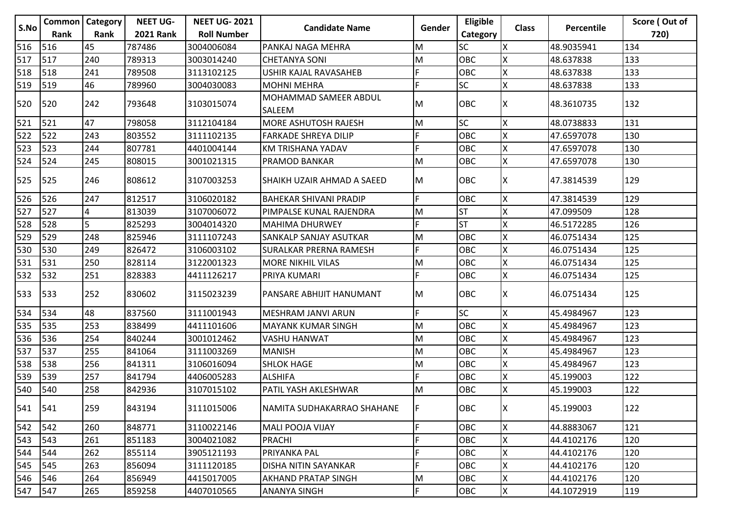| S.No | Common Rank | Category Rank | NEET UG-2021 Rank | NEET UG- 2021 Roll Number | Candidate Name | Gender | Eligible Category | Class | Percentile | Score ( Out of 720) |
|---|---|---|---|---|---|---|---|---|---|---|
| 516 | 516 | 45 | 787486 | 3004006084 | PANKAJ NAGA MEHRA | M | SC | X | 48.9035941 | 134 |
| 517 | 517 | 240 | 789313 | 3003014240 | CHETANYA SONI | M | OBC | X | 48.637838 | 133 |
| 518 | 518 | 241 | 789508 | 3113102125 | USHIR KAJAL RAVASAHEB | F | OBC | X | 48.637838 | 133 |
| 519 | 519 | 46 | 789960 | 3004030083 | MOHNI MEHRA | F | SC | X | 48.637838 | 133 |
| 520 | 520 | 242 | 793648 | 3103015074 | MOHAMMAD SAMEER ABDUL SALEEM | M | OBC | X | 48.3610735 | 132 |
| 521 | 521 | 47 | 798058 | 3112104184 | MORE ASHUTOSH RAJESH | M | SC | X | 48.0738833 | 131 |
| 522 | 522 | 243 | 803552 | 3111102135 | FARKADE SHREYA DILIP | F | OBC | X | 47.6597078 | 130 |
| 523 | 523 | 244 | 807781 | 4401004144 | KM TRISHANA YADAV | F | OBC | X | 47.6597078 | 130 |
| 524 | 524 | 245 | 808015 | 3001021315 | PRAMOD BANKAR | M | OBC | X | 47.6597078 | 130 |
| 525 | 525 | 246 | 808612 | 3107003253 | SHAIKH UZAIR AHMAD A SAEED | M | OBC | X | 47.3814539 | 129 |
| 526 | 526 | 247 | 812517 | 3106020182 | BAHEKAR SHIVANI PRADIP | F | OBC | X | 47.3814539 | 129 |
| 527 | 527 | 4 | 813039 | 3107006072 | PIMPALSE KUNAL RAJENDRA | M | ST | X | 47.099509 | 128 |
| 528 | 528 | 5 | 825293 | 3004014320 | MAHIMA DHURWEY | F | ST | X | 46.5172285 | 126 |
| 529 | 529 | 248 | 825946 | 3111107243 | SANKALP SANJAY ASUTKAR | M | OBC | X | 46.0751434 | 125 |
| 530 | 530 | 249 | 826472 | 3106003102 | SURALKAR PRERNA RAMESH | F | OBC | X | 46.0751434 | 125 |
| 531 | 531 | 250 | 828114 | 3122001323 | MORE NIKHIL VILAS | M | OBC | X | 46.0751434 | 125 |
| 532 | 532 | 251 | 828383 | 4411126217 | PRIYA KUMARI | F | OBC | X | 46.0751434 | 125 |
| 533 | 533 | 252 | 830602 | 3115023239 | PANSARE ABHIJIT HANUMANT | M | OBC | X | 46.0751434 | 125 |
| 534 | 534 | 48 | 837560 | 3111001943 | MESHRAM JANVI ARUN | F | SC | X | 45.4984967 | 123 |
| 535 | 535 | 253 | 838499 | 4411101606 | MAYANK KUMAR SINGH | M | OBC | X | 45.4984967 | 123 |
| 536 | 536 | 254 | 840244 | 3001012462 | VASHU HANWAT | M | OBC | X | 45.4984967 | 123 |
| 537 | 537 | 255 | 841064 | 3111003269 | MANISH | M | OBC | X | 45.4984967 | 123 |
| 538 | 538 | 256 | 841311 | 3106016094 | SHLOK HAGE | M | OBC | X | 45.4984967 | 123 |
| 539 | 539 | 257 | 841794 | 4406005283 | ALSHIFA | F | OBC | X | 45.199003 | 122 |
| 540 | 540 | 258 | 842936 | 3107015102 | PATIL YASH AKLESHWAR | M | OBC | X | 45.199003 | 122 |
| 541 | 541 | 259 | 843194 | 3111015006 | NAMITA SUDHAKARRAO SHAHANE | F | OBC | X | 45.199003 | 122 |
| 542 | 542 | 260 | 848771 | 3110022146 | MALI POOJA VIJAY | F | OBC | X | 44.8883067 | 121 |
| 543 | 543 | 261 | 851183 | 3004021082 | PRACHI | F | OBC | X | 44.4102176 | 120 |
| 544 | 544 | 262 | 855114 | 3905121193 | PRIYANKA PAL | F | OBC | X | 44.4102176 | 120 |
| 545 | 545 | 263 | 856094 | 3111120185 | DISHA NITIN SAYANKAR | F | OBC | X | 44.4102176 | 120 |
| 546 | 546 | 264 | 856949 | 4415017005 | AKHAND PRATAP SINGH | M | OBC | X | 44.4102176 | 120 |
| 547 | 547 | 265 | 859258 | 4407010565 | ANANYA SINGH | F | OBC | X | 44.1072919 | 119 |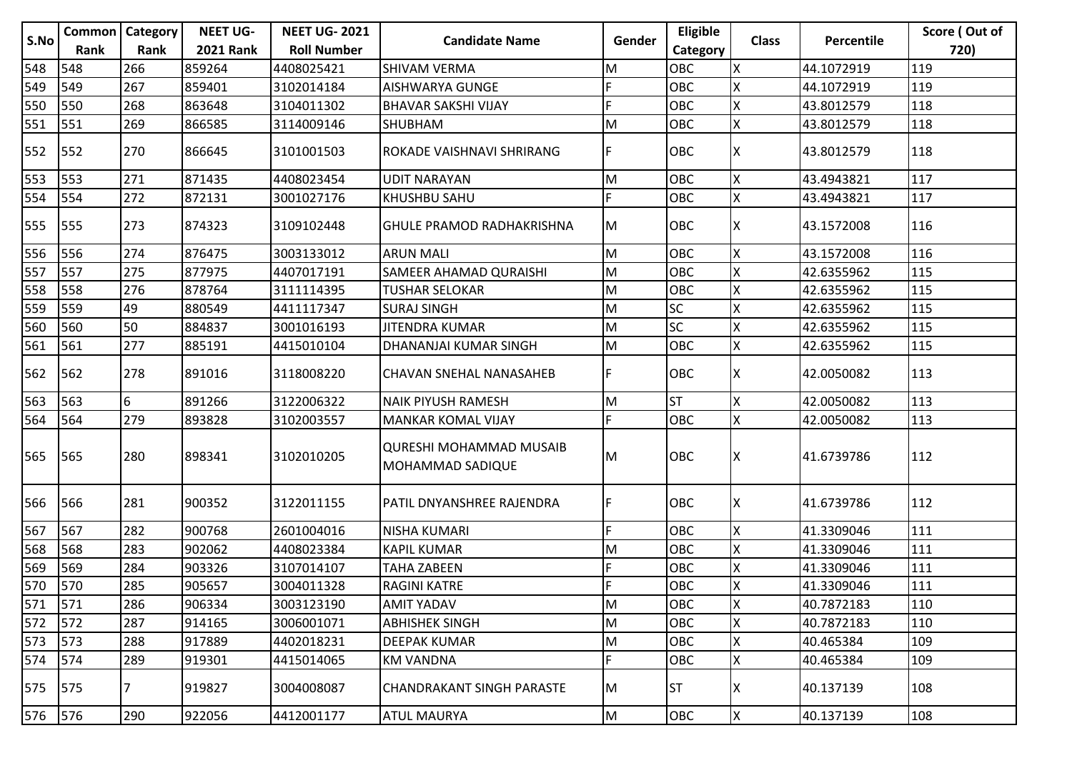| S.No | Common Rank | Category Rank | NEET UG-2021 Rank | NEET UG- 2021 Roll Number | Candidate Name | Gender | Eligible Category | Class | Percentile | Score ( Out of 720) |
|---|---|---|---|---|---|---|---|---|---|---|
| 548 | 548 | 266 | 859264 | 4408025421 | SHIVAM VERMA | M | OBC | X | 44.1072919 | 119 |
| 549 | 549 | 267 | 859401 | 3102014184 | AISHWARYA GUNGE | F | OBC | X | 44.1072919 | 119 |
| 550 | 550 | 268 | 863648 | 3104011302 | BHAVAR SAKSHI VIJAY | F | OBC | X | 43.8012579 | 118 |
| 551 | 551 | 269 | 866585 | 3114009146 | SHUBHAM | M | OBC | X | 43.8012579 | 118 |
| 552 | 552 | 270 | 866645 | 3101001503 | ROKADE VAISHNAVI SHRIRANG | F | OBC | X | 43.8012579 | 118 |
| 553 | 553 | 271 | 871435 | 4408023454 | UDIT NARAYAN | M | OBC | X | 43.4943821 | 117 |
| 554 | 554 | 272 | 872131 | 3001027176 | KHUSHBU SAHU | F | OBC | X | 43.4943821 | 117 |
| 555 | 555 | 273 | 874323 | 3109102448 | GHULE PRAMOD RADHAKRISHNA | M | OBC | X | 43.1572008 | 116 |
| 556 | 556 | 274 | 876475 | 3003133012 | ARUN MALI | M | OBC | X | 43.1572008 | 116 |
| 557 | 557 | 275 | 877975 | 4407017191 | SAMEER AHAMAD QURAISHI | M | OBC | X | 42.6355962 | 115 |
| 558 | 558 | 276 | 878764 | 3111114395 | TUSHAR SELOKAR | M | OBC | X | 42.6355962 | 115 |
| 559 | 559 | 49 | 880549 | 4411117347 | SURAJ SINGH | M | SC | X | 42.6355962 | 115 |
| 560 | 560 | 50 | 884837 | 3001016193 | JITENDRA KUMAR | M | SC | X | 42.6355962 | 115 |
| 561 | 561 | 277 | 885191 | 4415010104 | DHANANJAI KUMAR SINGH | M | OBC | X | 42.6355962 | 115 |
| 562 | 562 | 278 | 891016 | 3118008220 | CHAVAN SNEHAL NANASAHEB | F | OBC | X | 42.0050082 | 113 |
| 563 | 563 | 6 | 891266 | 3122006322 | NAIK PIYUSH RAMESH | M | ST | X | 42.0050082 | 113 |
| 564 | 564 | 279 | 893828 | 3102003557 | MANKAR KOMAL VIJAY | F | OBC | X | 42.0050082 | 113 |
| 565 | 565 | 280 | 898341 | 3102010205 | QURESHI MOHAMMAD MUSAIB MOHAMMAD SADIQUE | M | OBC | X | 41.6739786 | 112 |
| 566 | 566 | 281 | 900352 | 3122011155 | PATIL DNYANSHREE RAJENDRA | F | OBC | X | 41.6739786 | 112 |
| 567 | 567 | 282 | 900768 | 2601004016 | NISHA KUMARI | F | OBC | X | 41.3309046 | 111 |
| 568 | 568 | 283 | 902062 | 4408023384 | KAPIL KUMAR | M | OBC | X | 41.3309046 | 111 |
| 569 | 569 | 284 | 903326 | 3107014107 | TAHA ZABEEN | F | OBC | X | 41.3309046 | 111 |
| 570 | 570 | 285 | 905657 | 3004011328 | RAGINI KATRE | F | OBC | X | 41.3309046 | 111 |
| 571 | 571 | 286 | 906334 | 3003123190 | AMIT YADAV | M | OBC | X | 40.7872183 | 110 |
| 572 | 572 | 287 | 914165 | 3006001071 | ABHISHEK SINGH | M | OBC | X | 40.7872183 | 110 |
| 573 | 573 | 288 | 917889 | 4402018231 | DEEPAK KUMAR | M | OBC | X | 40.465384 | 109 |
| 574 | 574 | 289 | 919301 | 4415014065 | KM VANDNA | F | OBC | X | 40.465384 | 109 |
| 575 | 575 | 7 | 919827 | 3004008087 | CHANDRAKANT SINGH PARASTE | M | ST | X | 40.137139 | 108 |
| 576 | 576 | 290 | 922056 | 4412001177 | ATUL MAURYA | M | OBC | X | 40.137139 | 108 |